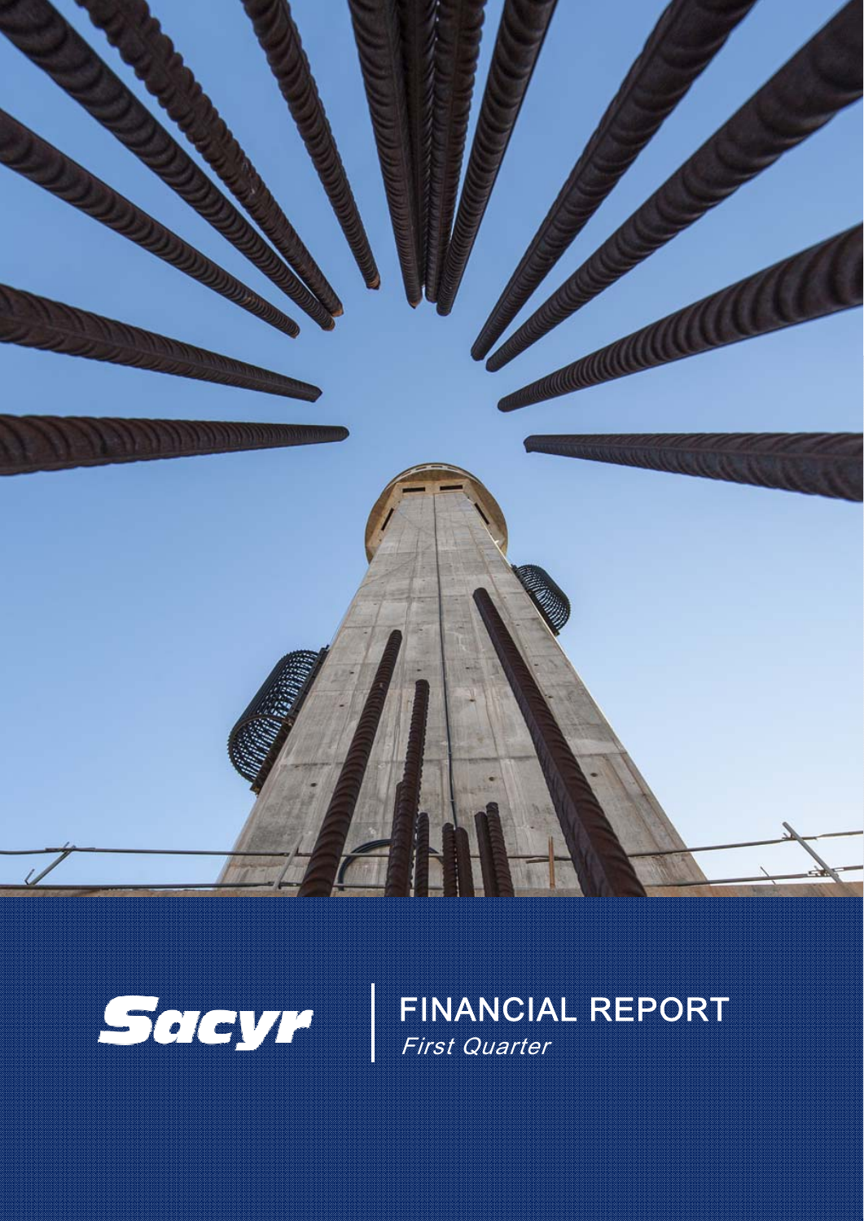Sacyr

# FINANCIAL REPORT

*First Quarter*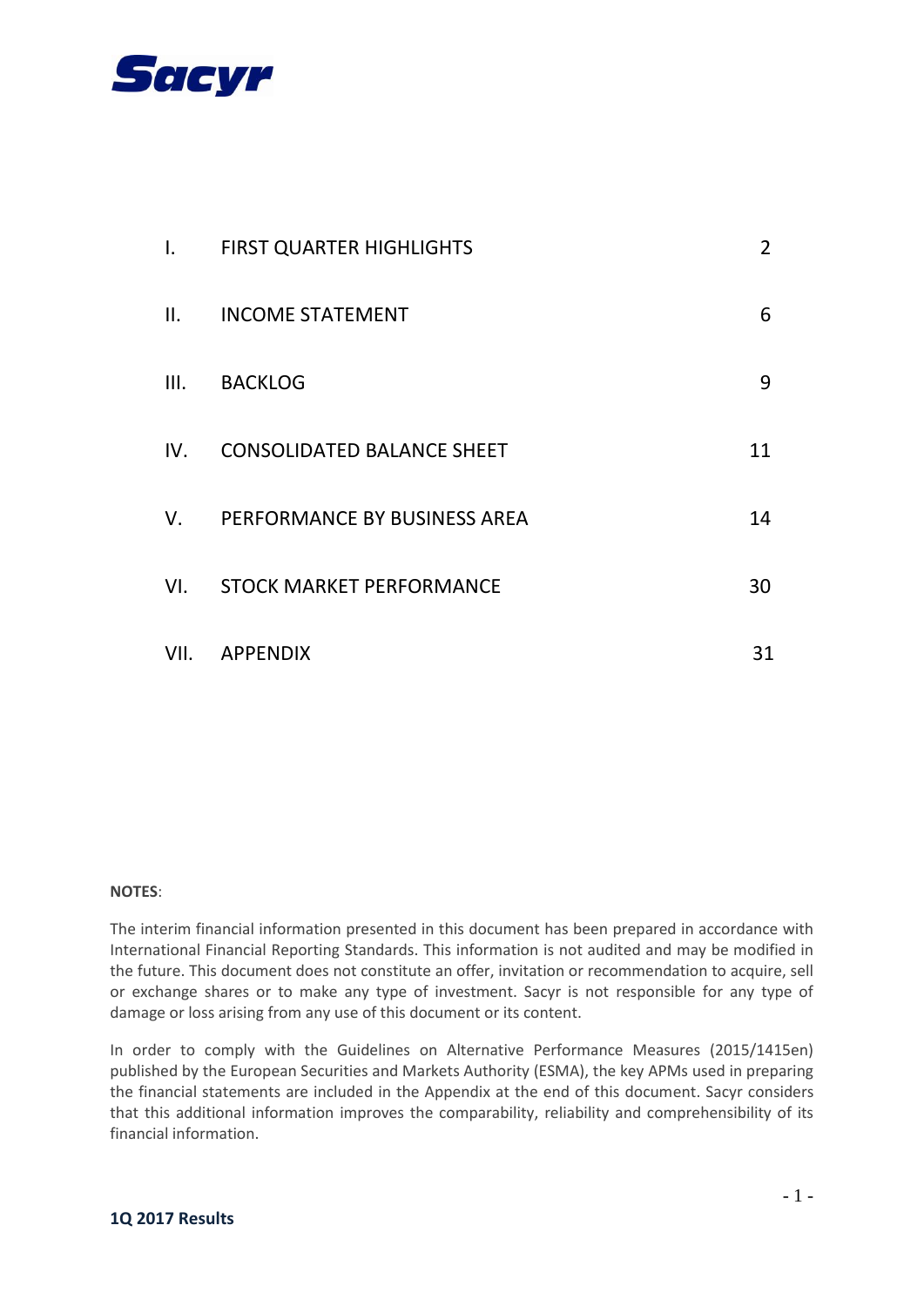| | | |
|---|---|---|
| I. | FIRST QUARTER HIGHLIGHTS | 2 |
| II. | INCOME STATEMENT | 6 |
| III. | BACKLOG | 9 |
| IV. | CONSOLIDATED BALANCE SHEET | 11 |
| V. | PERFORMANCE BY BUSINESS AREA | 14 |
| VI. | STOCK MARKET PERFORMANCE | 30 |
| VII. | APPENDIX | 31 |

**NOTES**:

The interim financial information presented in this document has been prepared in accordance with International Financial Reporting Standards. This information is not audited and may be modified in the future. This document does not constitute an offer, invitation or recommendation to acquire, sell or exchange shares or to make any type of investment. Sacyr is not responsible for any type of damage or loss arising from any use of this document or its content.

In order to comply with the Guidelines on Alternative Performance Measures (2015/1415en) published by the European Securities and Markets Authority (ESMA), the key APMs used in preparing the financial statements are included in the Appendix at the end of this document. Sacyr considers that this additional information improves the comparability, reliability and comprehensibility of its financial information.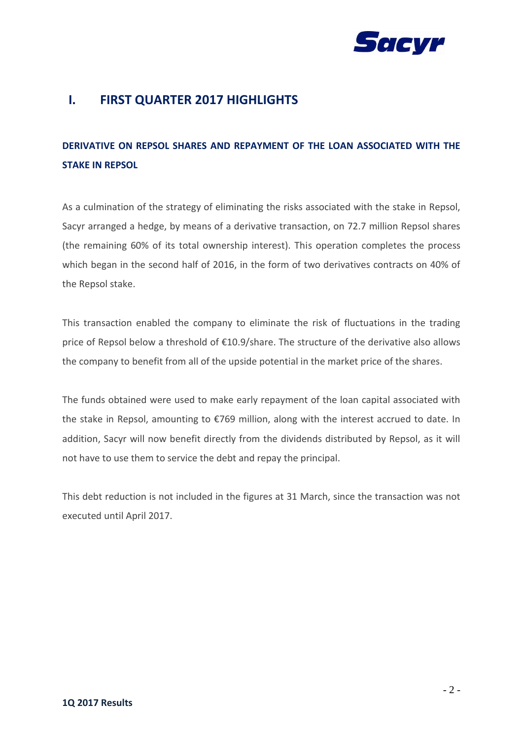# I. FIRST QUARTER 2017 HIGHLIGHTS

## DERIVATIVE ON REPSOL SHARES AND REPAYMENT OF THE LOAN ASSOCIATED WITH THE STAKE IN REPSOL

As a culmination of the strategy of eliminating the risks associated with the stake in Repsol, Sacyr arranged a hedge, by means of a derivative transaction, on 72.7 million Repsol shares (the remaining 60% of its total ownership interest). This operation completes the process which began in the second half of 2016, in the form of two derivatives contracts on 40% of the Repsol stake.

This transaction enabled the company to eliminate the risk of fluctuations in the trading price of Repsol below a threshold of €10.9/share. The structure of the derivative also allows the company to benefit from all of the upside potential in the market price of the shares.

The funds obtained were used to make early repayment of the loan capital associated with the stake in Repsol, amounting to €769 million, along with the interest accrued to date. In addition, Sacyr will now benefit directly from the dividends distributed by Repsol, as it will not have to use them to service the debt and repay the principal.

This debt reduction is not included in the figures at 31 March, since the transaction was not executed until April 2017.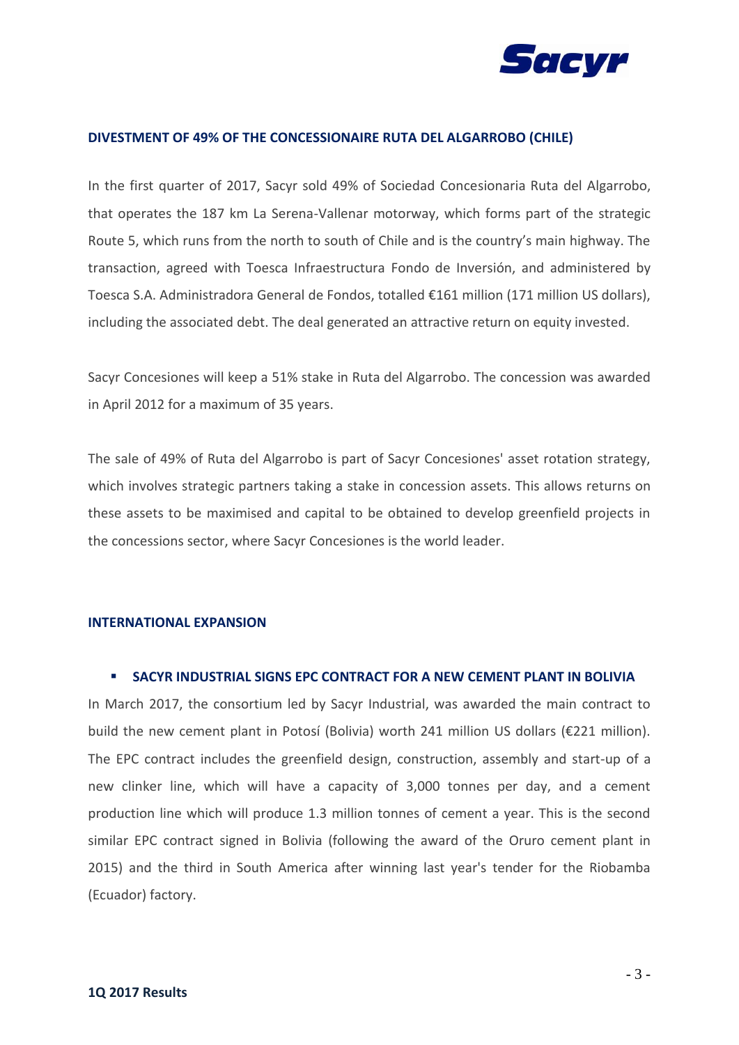## DIVESTMENT OF 49% OF THE CONCESSIONAIRE RUTA DEL ALGARROBO (CHILE)

In the first quarter of 2017, Sacyr sold 49% of Sociedad Concesionaria Ruta del Algarrobo, that operates the 187 km La Serena-Vallenar motorway, which forms part of the strategic Route 5, which runs from the north to south of Chile and is the country's main highway. The transaction, agreed with Toesca Infraestructura Fondo de Inversión, and administered by Toesca S.A. Administradora General de Fondos, totalled €161 million (171 million US dollars), including the associated debt. The deal generated an attractive return on equity invested.

Sacyr Concesiones will keep a 51% stake in Ruta del Algarrobo. The concession was awarded in April 2012 for a maximum of 35 years.

The sale of 49% of Ruta del Algarrobo is part of Sacyr Concesiones' asset rotation strategy, which involves strategic partners taking a stake in concession assets. This allows returns on these assets to be maximised and capital to be obtained to develop greenfield projects in the concessions sector, where Sacyr Concesiones is the world leader.

## INTERNATIONAL EXPANSION

- **SACYR INDUSTRIAL SIGNS EPC CONTRACT FOR A NEW CEMENT PLANT IN BOLIVIA**

In March 2017, the consortium led by Sacyr Industrial, was awarded the main contract to build the new cement plant in Potosí (Bolivia) worth 241 million US dollars (€221 million). The EPC contract includes the greenfield design, construction, assembly and start-up of a new clinker line, which will have a capacity of 3,000 tonnes per day, and a cement production line which will produce 1.3 million tonnes of cement a year. This is the second similar EPC contract signed in Bolivia (following the award of the Oruro cement plant in 2015) and the third in South America after winning last year's tender for the Riobamba (Ecuador) factory.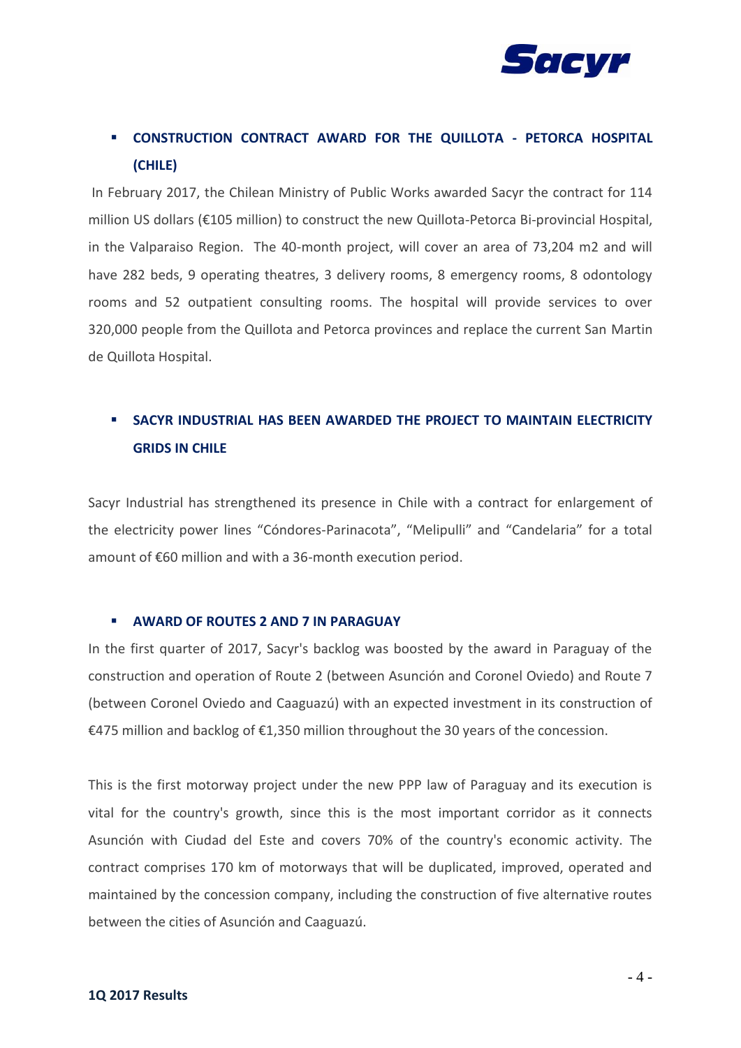- **CONSTRUCTION CONTRACT AWARD FOR THE QUILLOTA - PETORCA HOSPITAL (CHILE)**

In February 2017, the Chilean Ministry of Public Works awarded Sacyr the contract for 114 million US dollars (€105 million) to construct the new Quillota-Petorca Bi-provincial Hospital, in the Valparaiso Region. The 40-month project, will cover an area of 73,204 m2 and will have 282 beds, 9 operating theatres, 3 delivery rooms, 8 emergency rooms, 8 odontology rooms and 52 outpatient consulting rooms. The hospital will provide services to over 320,000 people from the Quillota and Petorca provinces and replace the current San Martin de Quillota Hospital.

- **SACYR INDUSTRIAL HAS BEEN AWARDED THE PROJECT TO MAINTAIN ELECTRICITY GRIDS IN CHILE**

Sacyr Industrial has strengthened its presence in Chile with a contract for enlargement of the electricity power lines “Cóndores-Parinacota”, “Melipulli” and “Candelaria” for a total amount of €60 million and with a 36-month execution period.

- **AWARD OF ROUTES 2 AND 7 IN PARAGUAY**

In the first quarter of 2017, Sacyr's backlog was boosted by the award in Paraguay of the construction and operation of Route 2 (between Asunción and Coronel Oviedo) and Route 7 (between Coronel Oviedo and Caaguazú) with an expected investment in its construction of €475 million and backlog of €1,350 million throughout the 30 years of the concession.

This is the first motorway project under the new PPP law of Paraguay and its execution is vital for the country's growth, since this is the most important corridor as it connects Asunción with Ciudad del Este and covers 70% of the country's economic activity. The contract comprises 170 km of motorways that will be duplicated, improved, operated and maintained by the concession company, including the construction of five alternative routes between the cities of Asunción and Caaguazú.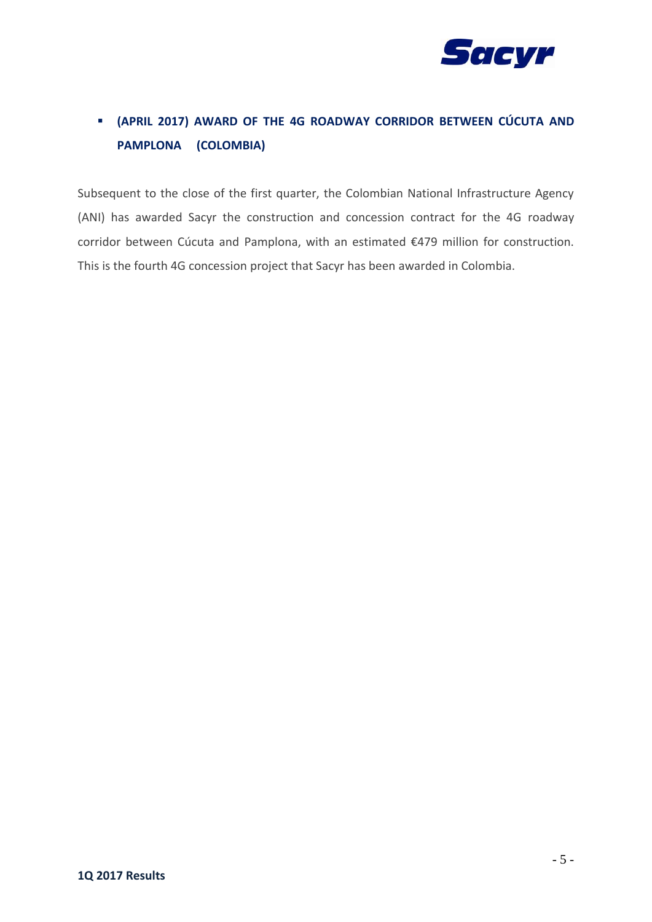- **(APRIL 2017) AWARD OF THE 4G ROADWAY CORRIDOR BETWEEN CÚCUTA AND PAMPLONA (COLOMBIA)**

Subsequent to the close of the first quarter, the Colombian National Infrastructure Agency (ANI) has awarded Sacyr the construction and concession contract for the 4G roadway corridor between Cúcuta and Pamplona, with an estimated €479 million for construction. This is the fourth 4G concession project that Sacyr has been awarded in Colombia.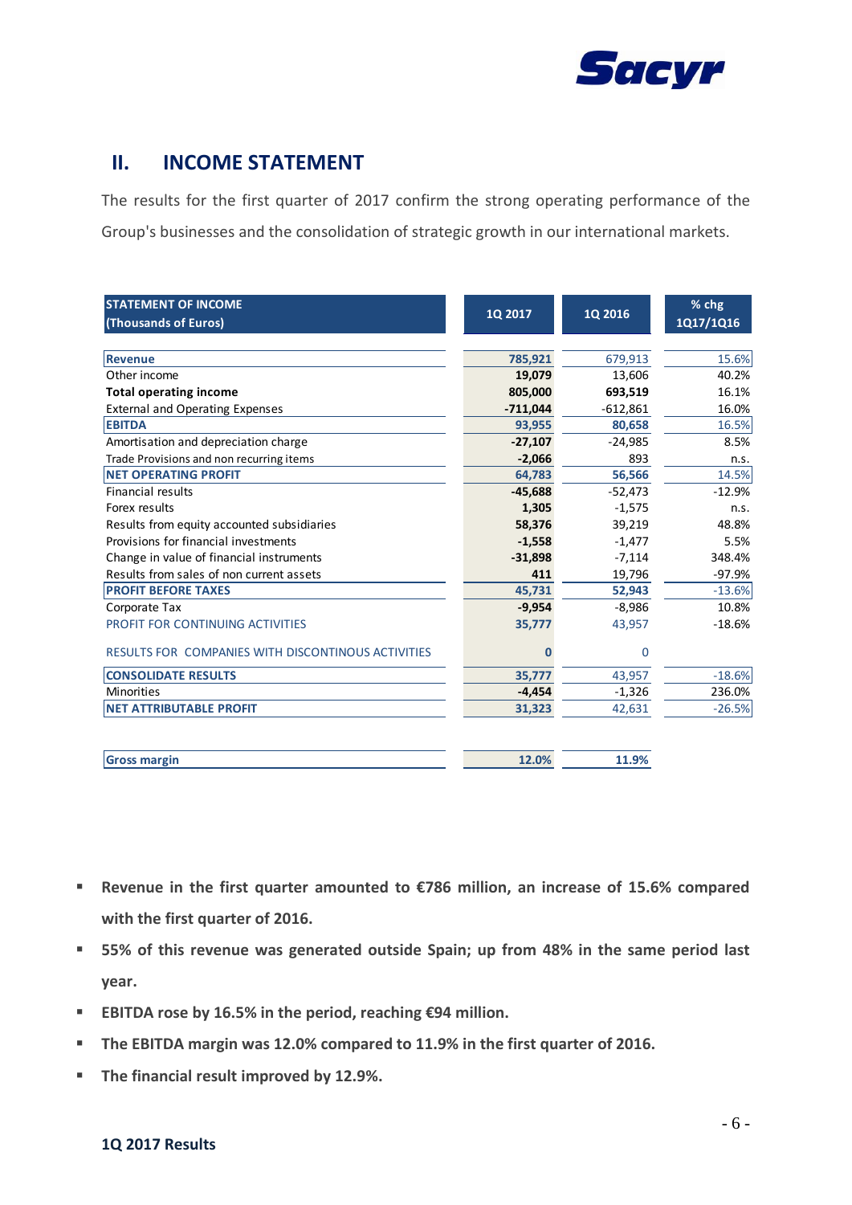## II. INCOME STATEMENT

The results for the first quarter of 2017 confirm the strong operating performance of the Group's businesses and the consolidation of strategic growth in our international markets.

| STATEMENT OF INCOME (Thousands of Euros) | 1Q 2017 | 1Q 2016 | % chg 1Q17/1Q16 |
|---|---|---|---|
| **Revenue** | **785,921** | 679,913 | 15.6% |
| Other income | **19,079** | 13,606 | 40.2% |
| **Total operating income** | **805,000** | **693,519** | 16.1% |
| External and Operating Expenses | **-711,044** | -612,861 | 16.0% |
| **EBITDA** | **93,955** | **80,658** | 16.5% |
| Amortisation and depreciation charge | **-27,107** | -24,985 | 8.5% |
| Trade Provisions and non recurring items | **-2,066** | 893 | n.s. |
| **NET OPERATING PROFIT** | **64,783** | **56,566** | 14.5% |
| Financial results | **-45,688** | -52,473 | -12.9% |
| Forex results | **1,305** | -1,575 | n.s. |
| Results from equity accounted subsidiaries | **58,376** | 39,219 | 48.8% |
| Provisions for financial investments | **-1,558** | -1,477 | 5.5% |
| Change in value of financial instruments | **-31,898** | -7,114 | 348.4% |
| Results from sales of non current assets | **411** | 19,796 | -97.9% |
| **PROFIT BEFORE TAXES** | **45,731** | **52,943** | -13.6% |
| Corporate Tax | **-9,954** | -8,986 | 10.8% |
| PROFIT FOR CONTINUING ACTIVITIES | **35,777** | 43,957 | -18.6% |
| RESULTS FOR COMPANIES WITH DISCONTINOUS ACTIVITIES | **0** | 0 | |
| **CONSOLIDATE RESULTS** | **35,777** | 43,957 | -18.6% |
| Minorities | **-4,454** | -1,326 | 236.0% |
| **NET ATTRIBUTABLE PROFIT** | **31,323** | 42,631 | -26.5% |
| | | | |
| **Gross margin** | **12.0%** | **11.9%** | |

- **Revenue in the first quarter amounted to €786 million, an increase of 15.6% compared with the first quarter of 2016.**
- **55% of this revenue was generated outside Spain; up from 48% in the same period last year.**
- **EBITDA rose by 16.5% in the period, reaching €94 million.**
- **The EBITDA margin was 12.0% compared to 11.9% in the first quarter of 2016.**
- **The financial result improved by 12.9%.**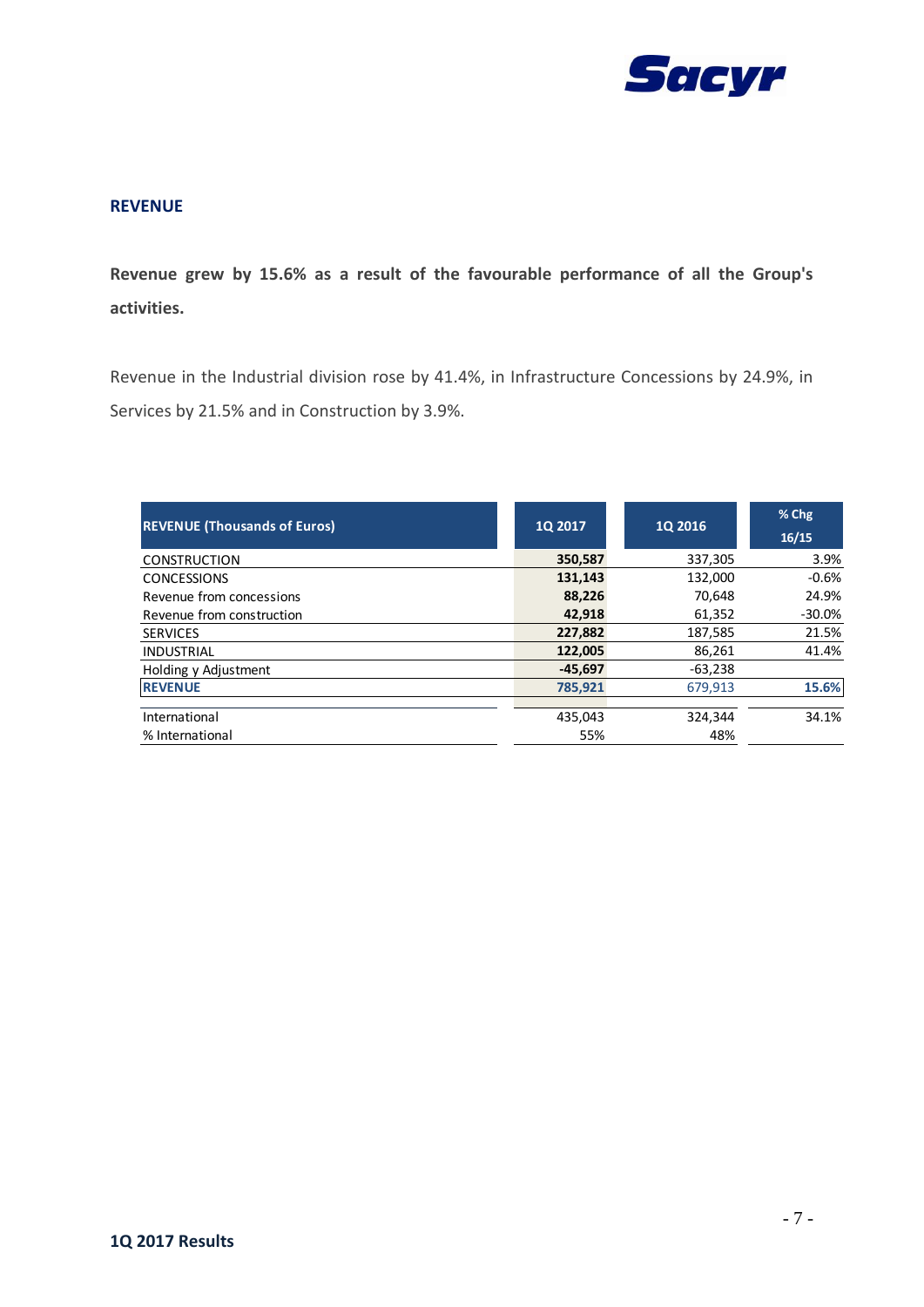## REVENUE

**Revenue grew by 15.6% as a result of the favourable performance of all the Group's activities.**

Revenue in the Industrial division rose by 41.4%, in Infrastructure Concessions by 24.9%, in Services by 21.5% and in Construction by 3.9%.

| REVENUE (Thousands of Euros) | 1Q 2017 | 1Q 2016 | % Chg 16/15 |
|---|---|---|---|
| CONSTRUCTION | **350,587** | 337,305 | 3.9% |
| CONCESSIONS | **131,143** | 132,000 | -0.6% |
| Revenue from concessions | **88,226** | 70,648 | 24.9% |
| Revenue from construction | **42,918** | 61,352 | -30.0% |
| SERVICES | **227,882** | 187,585 | 21.5% |
| INDUSTRIAL | **122,005** | 86,261 | 41.4% |
| Holding y Adjustment | **-45,697** | -63,238 | |
| **REVENUE** | **785,921** | 679,913 | **15.6%** |
| International | 435,043 | 324,344 | 34.1% |
| % International | 55% | 48% | |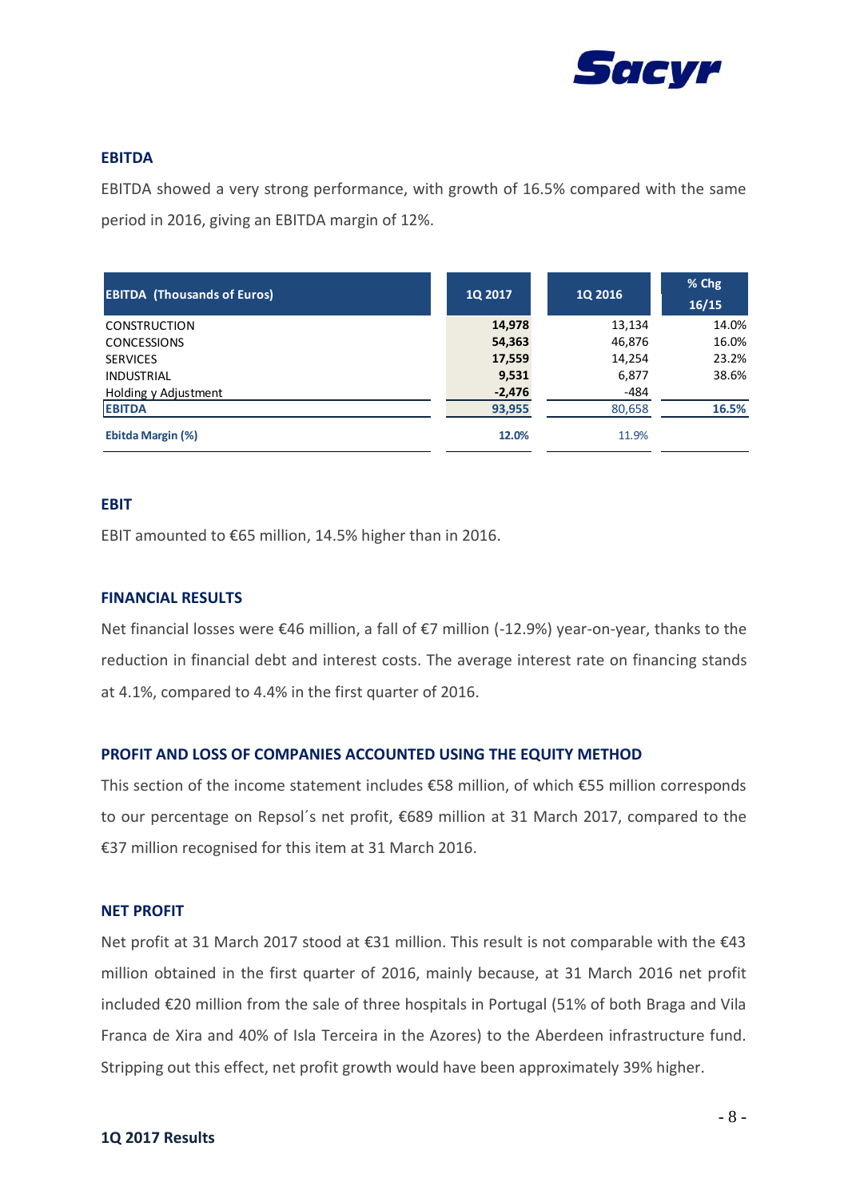## EBITDA

EBITDA showed a very strong performance, with growth of 16.5% compared with the same period in 2016, giving an EBITDA margin of 12%.

| EBITDA (Thousands of Euros) | 1Q 2017 | 1Q 2016 | % Chg 16/15 |
|---|---|---|---|
| CONSTRUCTION | **14,978** | 13,134 | 14.0% |
| CONCESSIONS | **54,363** | 46,876 | 16.0% |
| SERVICES | **17,559** | 14,254 | 23.2% |
| INDUSTRIAL | **9,531** | 6,877 | 38.6% |
| Holding y Adjustment | **-2,476** | -484 | |
| **EBITDA** | **93,955** | 80,658 | **16.5%** |
| **Ebitda Margin (%)** | **12.0%** | 11.9% | |

## EBIT

EBIT amounted to €65 million, 14.5% higher than in 2016.

## FINANCIAL RESULTS

Net financial losses were €46 million, a fall of €7 million (-12.9%) year-on-year, thanks to the reduction in financial debt and interest costs. The average interest rate on financing stands at 4.1%, compared to 4.4% in the first quarter of 2016.

## PROFIT AND LOSS OF COMPANIES ACCOUNTED USING THE EQUITY METHOD

This section of the income statement includes €58 million, of which €55 million corresponds to our percentage on Repsol´s net profit, €689 million at 31 March 2017, compared to the €37 million recognised for this item at 31 March 2016.

## NET PROFIT

Net profit at 31 March 2017 stood at €31 million. This result is not comparable with the €43 million obtained in the first quarter of 2016, mainly because, at 31 March 2016 net profit included €20 million from the sale of three hospitals in Portugal (51% of both Braga and Vila Franca de Xira and 40% of Isla Terceira in the Azores) to the Aberdeen infrastructure fund. Stripping out this effect, net profit growth would have been approximately 39% higher.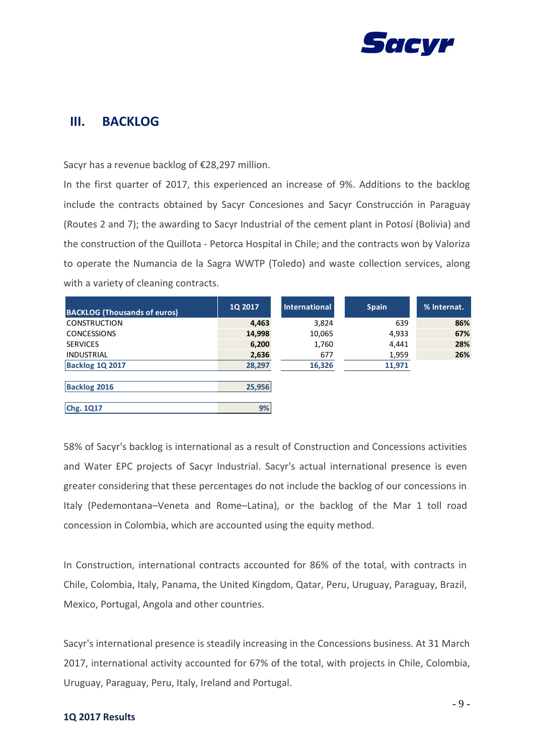## III. BACKLOG

Sacyr has a revenue backlog of €28,297 million.

In the first quarter of 2017, this experienced an increase of 9%. Additions to the backlog include the contracts obtained by Sacyr Concesiones and Sacyr Construcción in Paraguay (Routes 2 and 7); the awarding to Sacyr Industrial of the cement plant in Potosí (Bolivia) and the construction of the Quillota - Petorca Hospital in Chile; and the contracts won by Valoriza to operate the Numancia de la Sagra WWTP (Toledo) and waste collection services, along with a variety of cleaning contracts.

| BACKLOG (Thousands of euros) | 1Q 2017 | International | Spain | % Internat. |
|---|---|---|---|---|
| CONSTRUCTION | **4,463** | 3,824 | 639 | **86%** |
| CONCESSIONS | **14,998** | 10,065 | 4,933 | **67%** |
| SERVICES | **6,200** | 1,760 | 4,441 | **28%** |
| INDUSTRIAL | **2,636** | 677 | 1,959 | **26%** |
| **Backlog 1Q 2017** | **28,297** | **16,326** | **11,971** | |
| **Backlog 2016** | **25,956** | | | |
| **Chg. 1Q17** | **9%** | | | |

58% of Sacyr's backlog is international as a result of Construction and Concessions activities and Water EPC projects of Sacyr Industrial. Sacyr's actual international presence is even greater considering that these percentages do not include the backlog of our concessions in Italy (Pedemontana–Veneta and Rome–Latina), or the backlog of the Mar 1 toll road concession in Colombia, which are accounted using the equity method.

In Construction, international contracts accounted for 86% of the total, with contracts in Chile, Colombia, Italy, Panama, the United Kingdom, Qatar, Peru, Uruguay, Paraguay, Brazil, Mexico, Portugal, Angola and other countries.

Sacyr's international presence is steadily increasing in the Concessions business. At 31 March 2017, international activity accounted for 67% of the total, with projects in Chile, Colombia, Uruguay, Paraguay, Peru, Italy, Ireland and Portugal.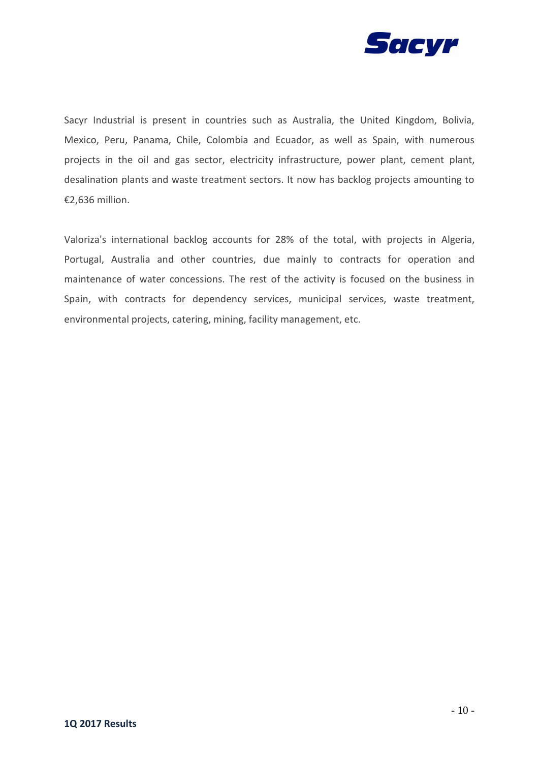Sacyr Industrial is present in countries such as Australia, the United Kingdom, Bolivia, Mexico, Peru, Panama, Chile, Colombia and Ecuador, as well as Spain, with numerous projects in the oil and gas sector, electricity infrastructure, power plant, cement plant, desalination plants and waste treatment sectors. It now has backlog projects amounting to €2,636 million.

Valoriza's international backlog accounts for 28% of the total, with projects in Algeria, Portugal, Australia and other countries, due mainly to contracts for operation and maintenance of water concessions. The rest of the activity is focused on the business in Spain, with contracts for dependency services, municipal services, waste treatment, environmental projects, catering, mining, facility management, etc.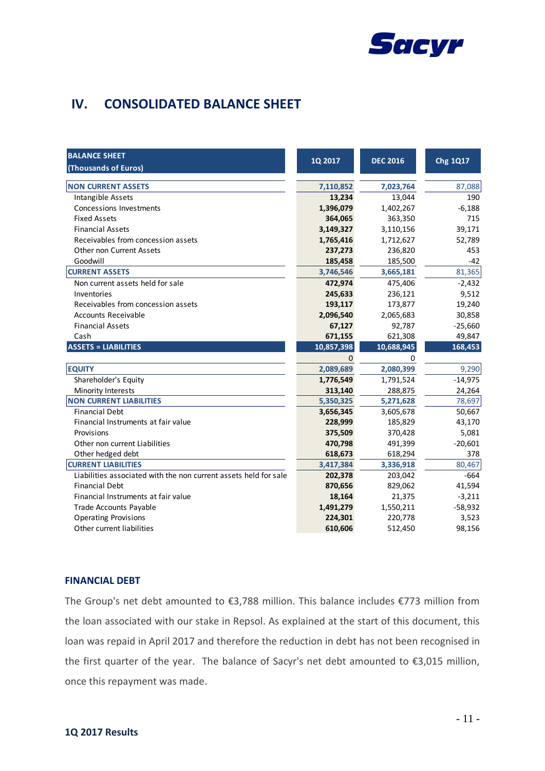## IV. CONSOLIDATED BALANCE SHEET

| BALANCE SHEET (Thousands of Euros) | 1Q 2017 | DEC 2016 | Chg 1Q17 |
|---|---|---|---|
| **NON CURRENT ASSETS** | **7,110,852** | **7,023,764** | 87,088 |
| Intangible Assets | **13,234** | 13,044 | 190 |
| Concessions Investments | **1,396,079** | 1,402,267 | -6,188 |
| Fixed Assets | **364,065** | 363,350 | 715 |
| Financial Assets | **3,149,327** | 3,110,156 | 39,171 |
| Receivables from concession assets | **1,765,416** | 1,712,627 | 52,789 |
| Other non Current Assets | **237,273** | 236,820 | 453 |
| Goodwill | **185,458** | 185,500 | -42 |
| **CURRENT ASSETS** | **3,746,546** | **3,665,181** | 81,365 |
| Non current assets held for sale | **472,974** | 475,406 | -2,432 |
| Inventories | **245,633** | 236,121 | 9,512 |
| Receivables from concession assets | **193,117** | 173,877 | 19,240 |
| Accounts Receivable | **2,096,540** | 2,065,683 | 30,858 |
| Financial Assets | **67,127** | 92,787 | -25,660 |
| Cash | **671,155** | 621,308 | 49,847 |
| **ASSETS = LIABILITIES** | **10,857,398** | **10,688,945** | **168,453** |
| | 0 | 0 | |
| **EQUITY** | **2,089,689** | **2,080,399** | 9,290 |
| Shareholder's Equity | **1,776,549** | 1,791,524 | -14,975 |
| Minority Interests | **313,140** | 288,875 | 24,264 |
| **NON CURRENT LIABILITIES** | **5,350,325** | **5,271,628** | 78,697 |
| Financial Debt | **3,656,345** | 3,605,678 | 50,667 |
| Financial Instruments at fair value | **228,999** | 185,829 | 43,170 |
| Provisions | **375,509** | 370,428 | 5,081 |
| Other non current Liabilities | **470,798** | 491,399 | -20,601 |
| Other hedged debt | **618,673** | 618,294 | 378 |
| **CURRENT LIABILITIES** | **3,417,384** | **3,336,918** | 80,467 |
| Liabilities associated with the non current assets held for sale | **202,378** | 203,042 | -664 |
| Financial Debt | **870,656** | 829,062 | 41,594 |
| Financial Instruments at fair value | **18,164** | 21,375 | -3,211 |
| Trade Accounts Payable | **1,491,279** | 1,550,211 | -58,932 |
| Operating Provisions | **224,301** | 220,778 | 3,523 |
| Other current liabilities | **610,606** | 512,450 | 98,156 |

### FINANCIAL DEBT

The Group's net debt amounted to €3,788 million. This balance includes €773 million from the loan associated with our stake in Repsol. As explained at the start of this document, this loan was repaid in April 2017 and therefore the reduction in debt has not been recognised in the first quarter of the year. The balance of Sacyr's net debt amounted to €3,015 million, once this repayment was made.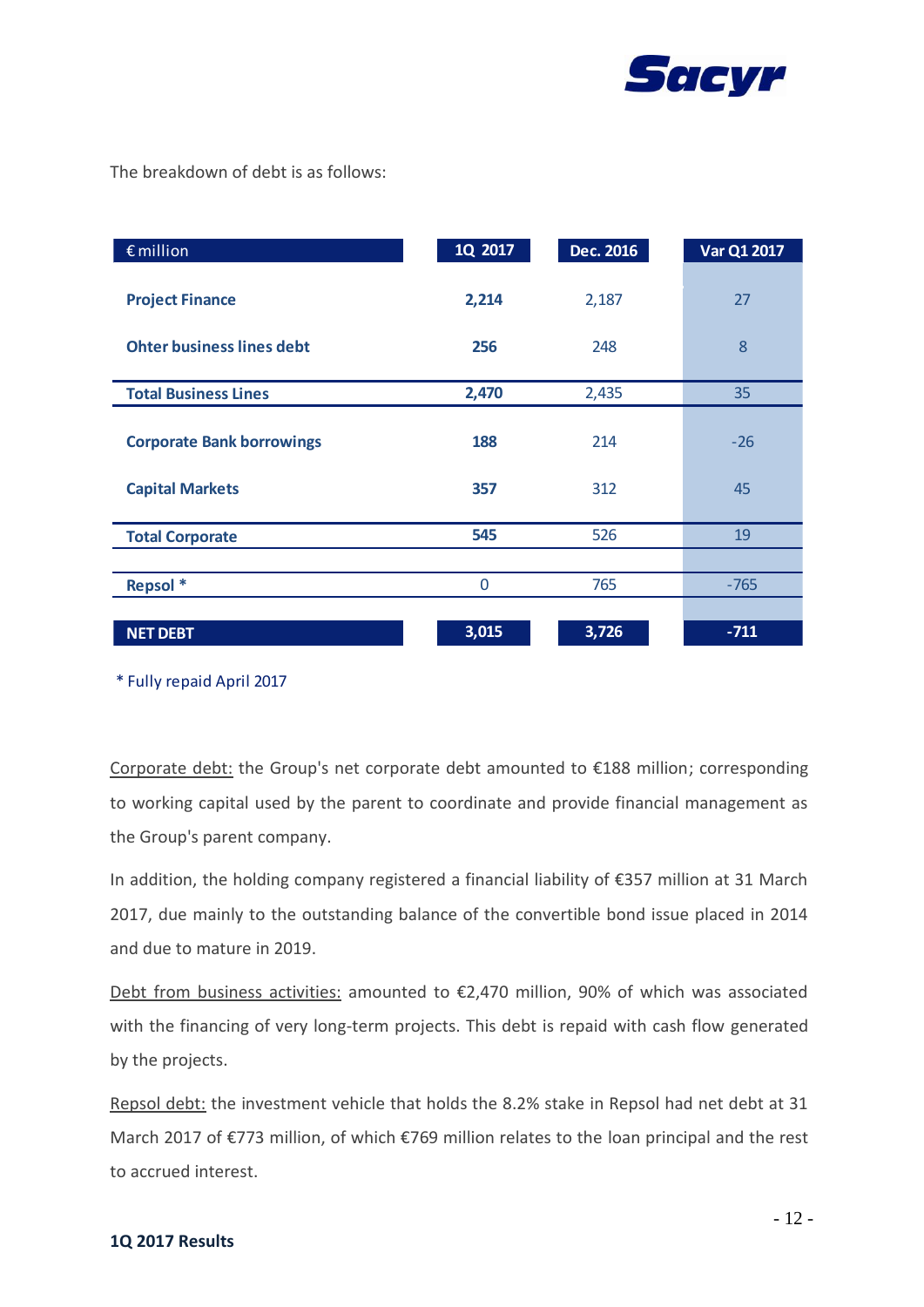The breakdown of debt is as follows:

| € million | 1Q 2017 | Dec. 2016 | Var Q1 2017 |
|---|---|---|---|
| **Project Finance** | **2,214** | 2,187 | 27 |
| **Ohter business lines debt** | **256** | 248 | 8 |
| **Total Business Lines** | **2,470** | 2,435 | 35 |
| **Corporate Bank borrowings** | **188** | 214 | -26 |
| **Capital Markets** | **357** | 312 | 45 |
| **Total Corporate** | **545** | 526 | 19 |
| **Repsol** * | 0 | 765 | -765 |
| **NET DEBT** | **3,015** | **3,726** | **-711** |

* Fully repaid April 2017

Corporate debt: the Group's net corporate debt amounted to €188 million; corresponding to working capital used by the parent to coordinate and provide financial management as the Group's parent company.

In addition, the holding company registered a financial liability of €357 million at 31 March 2017, due mainly to the outstanding balance of the convertible bond issue placed in 2014 and due to mature in 2019.

Debt from business activities: amounted to €2,470 million, 90% of which was associated with the financing of very long-term projects. This debt is repaid with cash flow generated by the projects.

Repsol debt: the investment vehicle that holds the 8.2% stake in Repsol had net debt at 31 March 2017 of €773 million, of which €769 million relates to the loan principal and the rest to accrued interest.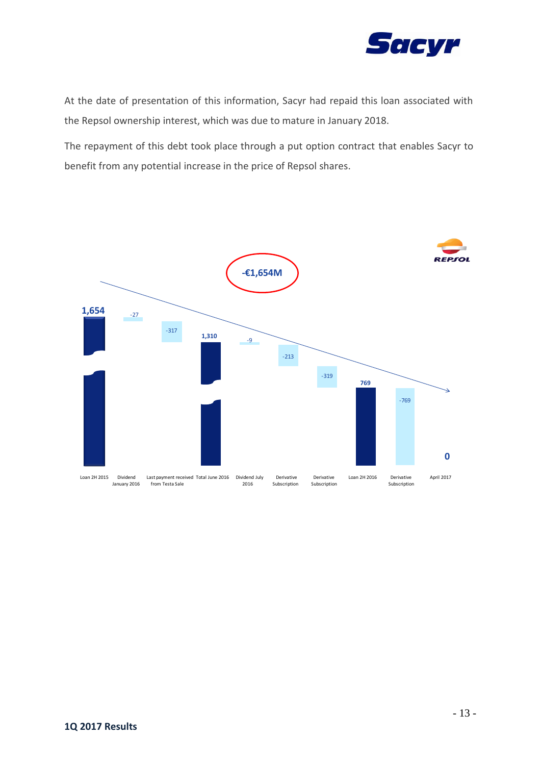At the date of presentation of this information, Sacyr had repaid this loan associated with the Repsol ownership interest, which was due to mature in January 2018.

The repayment of this debt took place through a put option contract that enables Sacyr to benefit from any potential increase in the price of Repsol shares.

-€1,654M

| Item | Amount |
|---|---|
| Loan 2H 2015 | 1,654 |
| Dividend January 2016 | -27 |
| Last payment received from Testa Sale | -317 |
| Total June 2016 | 1,310 |
| Dividend July 2016 | -9 |
| Derivative Subscription | -213 |
| Derivative Subscription | -319 |
| Loan 2H 2016 | 769 |
| Derivative Subscription | -769 |
| April 2017 | 0 |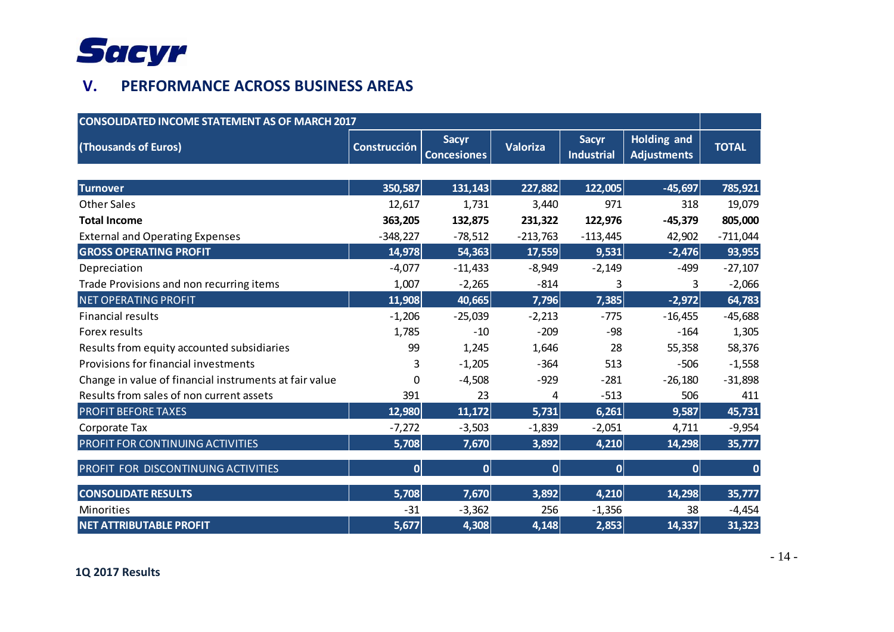## V. PERFORMANCE ACROSS BUSINESS AREAS

| CONSOLIDATED INCOME STATEMENT AS OF MARCH 2017 | | | | | | |
|---|---|---|---|---|---|---|
| **(Thousands of Euros)** | **Construcción** | **Sacyr Concesiones** | **Valoriza** | **Sacyr Industrial** | **Holding and Adjustments** | **TOTAL** |
| **Turnover** | **350,587** | **131,143** | **227,882** | **122,005** | **-45,697** | **785,921** |
| Other Sales | 12,617 | 1,731 | 3,440 | 971 | 318 | 19,079 |
| **Total Income** | **363,205** | **132,875** | **231,322** | **122,976** | **-45,379** | **805,000** |
| External and Operating Expenses | -348,227 | -78,512 | -213,763 | -113,445 | 42,902 | -711,044 |
| **GROSS OPERATING PROFIT** | **14,978** | **54,363** | **17,559** | **9,531** | **-2,476** | **93,955** |
| Depreciation | -4,077 | -11,433 | -8,949 | -2,149 | -499 | -27,107 |
| Trade Provisions and non recurring items | 1,007 | -2,265 | -814 | 3 | 3 | -2,066 |
| NET OPERATING PROFIT | **11,908** | **40,665** | **7,796** | **7,385** | **-2,972** | **64,783** |
| Financial results | -1,206 | -25,039 | -2,213 | -775 | -16,455 | -45,688 |
| Forex results | 1,785 | -10 | -209 | -98 | -164 | 1,305 |
| Results from equity accounted subsidiaries | 99 | 1,245 | 1,646 | 28 | 55,358 | 58,376 |
| Provisions for financial investments | 3 | -1,205 | -364 | 513 | -506 | -1,558 |
| Change in value of financial instruments at fair value | 0 | -4,508 | -929 | -281 | -26,180 | -31,898 |
| Results from sales of non current assets | 391 | 23 | 4 | -513 | 506 | 411 |
| PROFIT BEFORE TAXES | **12,980** | **11,172** | **5,731** | **6,261** | **9,587** | **45,731** |
| Corporate Tax | -7,272 | -3,503 | -1,839 | -2,051 | 4,711 | -9,954 |
| PROFIT FOR CONTINUING ACTIVITIES | **5,708** | **7,670** | **3,892** | **4,210** | **14,298** | **35,777** |
| PROFIT FOR DISCONTINUING ACTIVITIES | **0** | **0** | **0** | **0** | **0** | **0** |
| **CONSOLIDATE RESULTS** | **5,708** | **7,670** | **3,892** | **4,210** | **14,298** | **35,777** |
| Minorities | -31 | -3,362 | 256 | -1,356 | 38 | -4,454 |
| **NET ATTRIBUTABLE PROFIT** | **5,677** | **4,308** | **4,148** | **2,853** | **14,337** | **31,323** |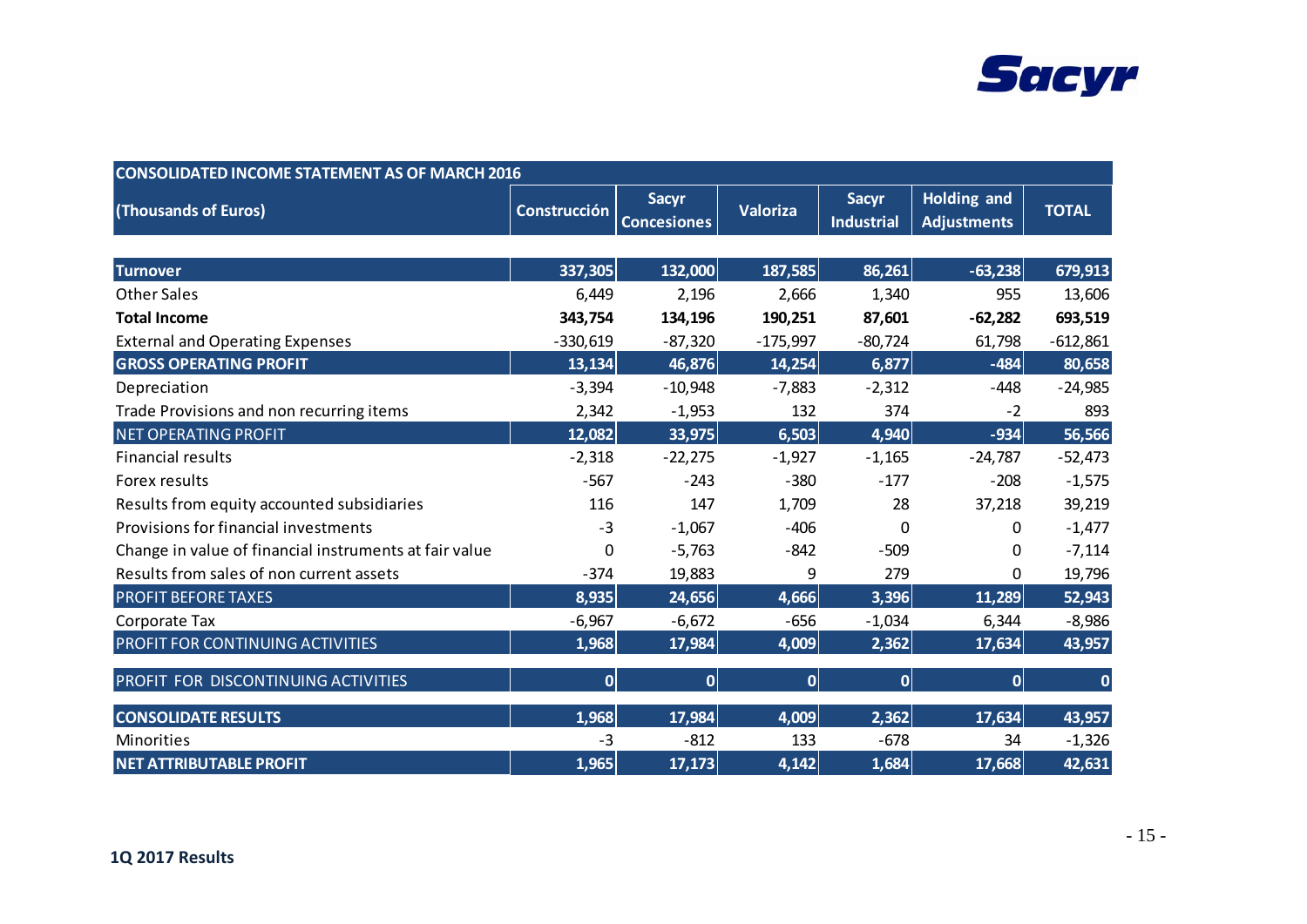| CONSOLIDATED INCOME STATEMENT AS OF MARCH 2016 | | | | | | |
|---|---|---|---|---|---|---|
| (Thousands of Euros) | Construcción | Sacyr Concesiones | Valoriza | Sacyr Industrial | Holding and Adjustments | TOTAL |
| **Turnover** | 337,305 | 132,000 | 187,585 | 86,261 | -63,238 | 679,913 |
| Other Sales | 6,449 | 2,196 | 2,666 | 1,340 | 955 | 13,606 |
| **Total Income** | **343,754** | **134,196** | **190,251** | **87,601** | **-62,282** | **693,519** |
| External and Operating Expenses | -330,619 | -87,320 | -175,997 | -80,724 | 61,798 | -612,861 |
| **GROSS OPERATING PROFIT** | **13,134** | **46,876** | **14,254** | **6,877** | **-484** | **80,658** |
| Depreciation | -3,394 | -10,948 | -7,883 | -2,312 | -448 | -24,985 |
| Trade Provisions and non recurring items | 2,342 | -1,953 | 132 | 374 | -2 | 893 |
| NET OPERATING PROFIT | **12,082** | **33,975** | **6,503** | **4,940** | **-934** | **56,566** |
| Financial results | -2,318 | -22,275 | -1,927 | -1,165 | -24,787 | -52,473 |
| Forex results | -567 | -243 | -380 | -177 | -208 | -1,575 |
| Results from equity accounted subsidiaries | 116 | 147 | 1,709 | 28 | 37,218 | 39,219 |
| Provisions for financial investments | -3 | -1,067 | -406 | 0 | 0 | -1,477 |
| Change in value of financial instruments at fair value | 0 | -5,763 | -842 | -509 | 0 | -7,114 |
| Results from sales of non current assets | -374 | 19,883 | 9 | 279 | 0 | 19,796 |
| PROFIT BEFORE TAXES | **8,935** | **24,656** | **4,666** | **3,396** | **11,289** | **52,943** |
| Corporate Tax | -6,967 | -6,672 | -656 | -1,034 | 6,344 | -8,986 |
| PROFIT FOR CONTINUING ACTIVITIES | **1,968** | **17,984** | **4,009** | **2,362** | **17,634** | **43,957** |
| PROFIT FOR DISCONTINUING ACTIVITIES | **0** | **0** | **0** | **0** | **0** | **0** |
| **CONSOLIDATE RESULTS** | **1,968** | **17,984** | **4,009** | **2,362** | **17,634** | **43,957** |
| Minorities | -3 | -812 | 133 | -678 | 34 | -1,326 |
| **NET ATTRIBUTABLE PROFIT** | **1,965** | **17,173** | **4,142** | **1,684** | **17,668** | **42,631** |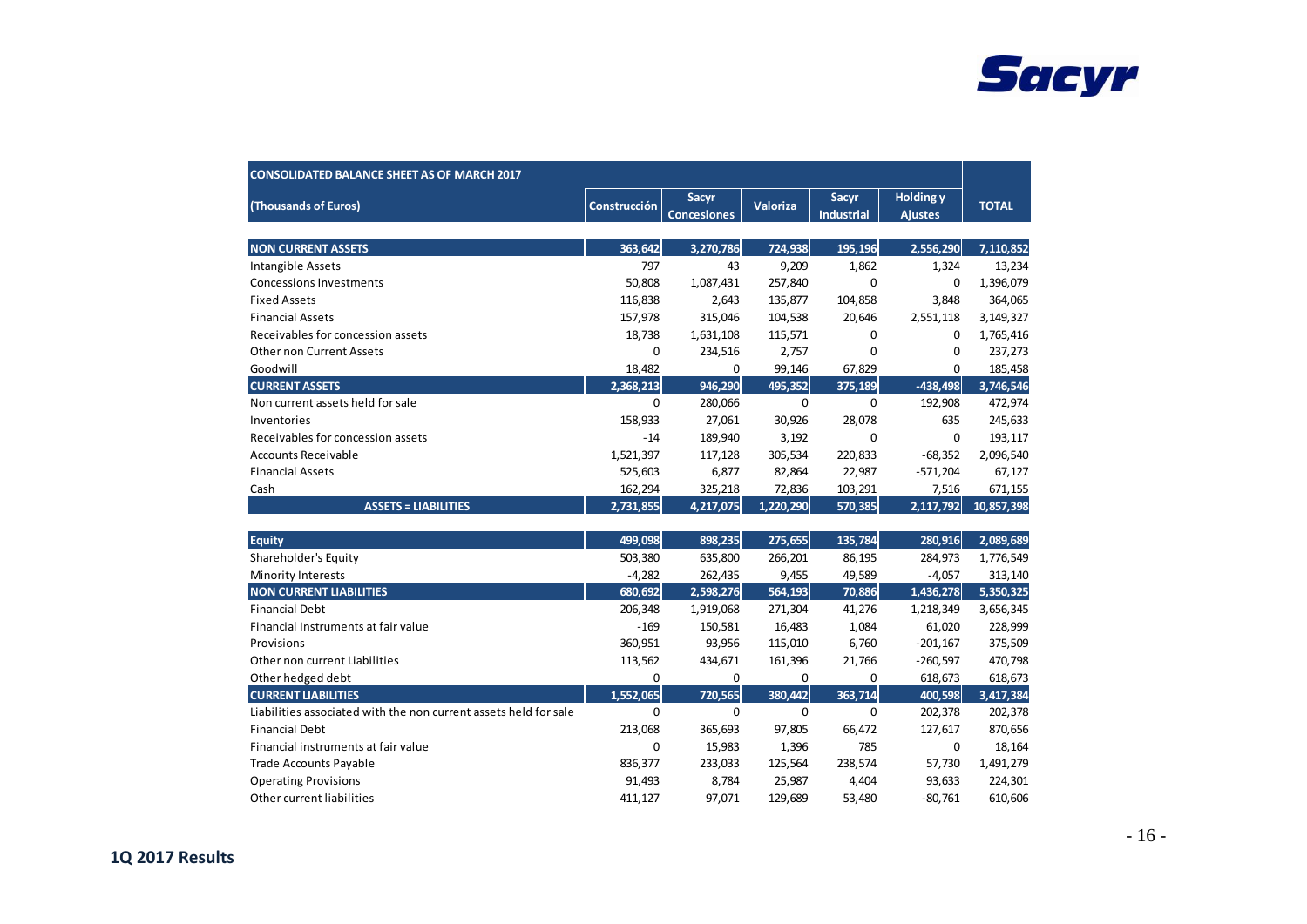| CONSOLIDATED BALANCE SHEET AS OF MARCH 2017 | | | | | | |
|---|---|---|---|---|---|---|
| (Thousands of Euros) | Construcción | Sacyr Concesiones | Valoriza | Sacyr Industrial | Holding y Ajustes | TOTAL |
| **NON CURRENT ASSETS** | **363,642** | **3,270,786** | **724,938** | **195,196** | **2,556,290** | **7,110,852** |
| Intangible Assets | 797 | 43 | 9,209 | 1,862 | 1,324 | 13,234 |
| Concessions Investments | 50,808 | 1,087,431 | 257,840 | 0 | 0 | 1,396,079 |
| Fixed Assets | 116,838 | 2,643 | 135,877 | 104,858 | 3,848 | 364,065 |
| Financial Assets | 157,978 | 315,046 | 104,538 | 20,646 | 2,551,118 | 3,149,327 |
| Receivables for concession assets | 18,738 | 1,631,108 | 115,571 | 0 | 0 | 1,765,416 |
| Other non Current Assets | 0 | 234,516 | 2,757 | 0 | 0 | 237,273 |
| Goodwill | 18,482 | 0 | 99,146 | 67,829 | 0 | 185,458 |
| **CURRENT ASSETS** | **2,368,213** | **946,290** | **495,352** | **375,189** | **-438,498** | **3,746,546** |
| Non current assets held for sale | 0 | 280,066 | 0 | 0 | 192,908 | 472,974 |
| Inventories | 158,933 | 27,061 | 30,926 | 28,078 | 635 | 245,633 |
| Receivables for concession assets | -14 | 189,940 | 3,192 | 0 | 0 | 193,117 |
| Accounts Receivable | 1,521,397 | 117,128 | 305,534 | 220,833 | -68,352 | 2,096,540 |
| Financial Assets | 525,603 | 6,877 | 82,864 | 22,987 | -571,204 | 67,127 |
| Cash | 162,294 | 325,218 | 72,836 | 103,291 | 7,516 | 671,155 |
| **ASSETS = LIABILITIES** | **2,731,855** | **4,217,075** | **1,220,290** | **570,385** | **2,117,792** | **10,857,398** |
| **Equity** | **499,098** | **898,235** | **275,655** | **135,784** | **280,916** | **2,089,689** |
| Shareholder's Equity | 503,380 | 635,800 | 266,201 | 86,195 | 284,973 | 1,776,549 |
| Minority Interests | -4,282 | 262,435 | 9,455 | 49,589 | -4,057 | 313,140 |
| **NON CURRENT LIABILITIES** | **680,692** | **2,598,276** | **564,193** | **70,886** | **1,436,278** | **5,350,325** |
| Financial Debt | 206,348 | 1,919,068 | 271,304 | 41,276 | 1,218,349 | 3,656,345 |
| Financial Instruments at fair value | -169 | 150,581 | 16,483 | 1,084 | 61,020 | 228,999 |
| Provisions | 360,951 | 93,956 | 115,010 | 6,760 | -201,167 | 375,509 |
| Other non current Liabilities | 113,562 | 434,671 | 161,396 | 21,766 | -260,597 | 470,798 |
| Other hedged debt | 0 | 0 | 0 | 0 | 618,673 | 618,673 |
| **CURRENT LIABILITIES** | **1,552,065** | **720,565** | **380,442** | **363,714** | **400,598** | **3,417,384** |
| Liabilities associated with the non current assets held for sale | 0 | 0 | 0 | 0 | 202,378 | 202,378 |
| Financial Debt | 213,068 | 365,693 | 97,805 | 66,472 | 127,617 | 870,656 |
| Financial instruments at fair value | 0 | 15,983 | 1,396 | 785 | 0 | 18,164 |
| Trade Accounts Payable | 836,377 | 233,033 | 125,564 | 238,574 | 57,730 | 1,491,279 |
| Operating Provisions | 91,493 | 8,784 | 25,987 | 4,404 | 93,633 | 224,301 |
| Other current liabilities | 411,127 | 97,071 | 129,689 | 53,480 | -80,761 | 610,606 |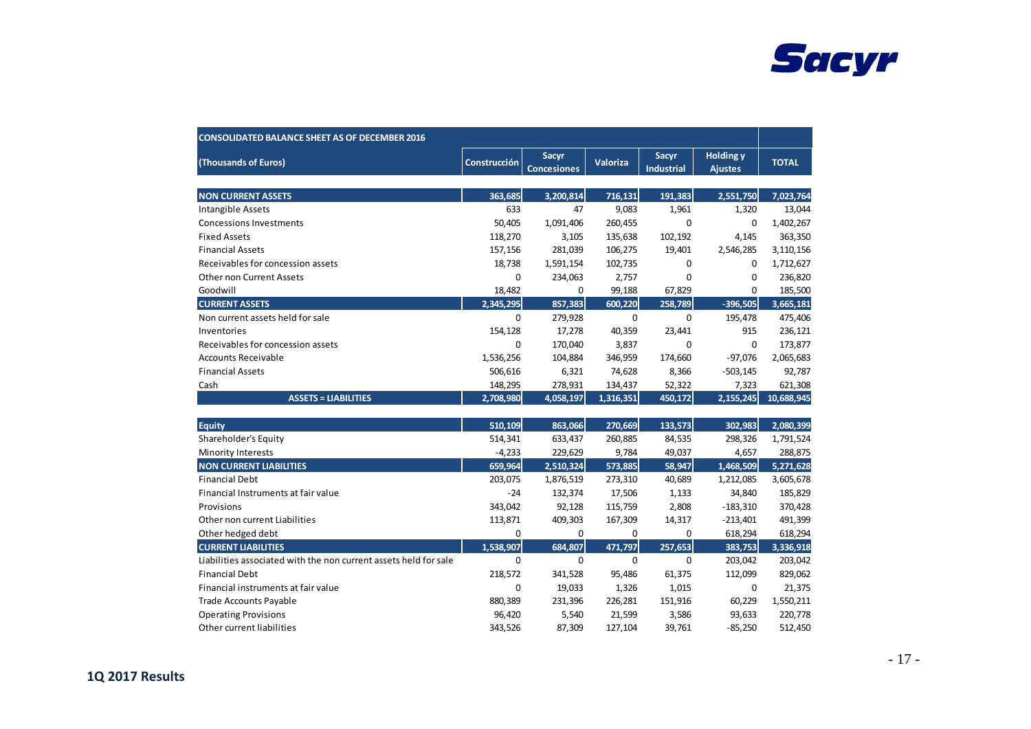| CONSOLIDATED BALANCE SHEET AS OF DECEMBER 2016 | | | | | | |
|---|---|---|---|---|---|---|
| (Thousands of Euros) | Construcción | Sacyr Concesiones | Valoriza | Sacyr Industrial | Holding y Ajustes | TOTAL |
| **NON CURRENT ASSETS** | **363,685** | **3,200,814** | **716,131** | **191,383** | **2,551,750** | **7,023,764** |
| Intangible Assets | 633 | 47 | 9,083 | 1,961 | 1,320 | 13,044 |
| Concessions Investments | 50,405 | 1,091,406 | 260,455 | 0 | 0 | 1,402,267 |
| Fixed Assets | 118,270 | 3,105 | 135,638 | 102,192 | 4,145 | 363,350 |
| Financial Assets | 157,156 | 281,039 | 106,275 | 19,401 | 2,546,285 | 3,110,156 |
| Receivables for concession assets | 18,738 | 1,591,154 | 102,735 | 0 | 0 | 1,712,627 |
| Other non Current Assets | 0 | 234,063 | 2,757 | 0 | 0 | 236,820 |
| Goodwill | 18,482 | 0 | 99,188 | 67,829 | 0 | 185,500 |
| **CURRENT ASSETS** | **2,345,295** | **857,383** | **600,220** | **258,789** | **-396,505** | **3,665,181** |
| Non current assets held for sale | 0 | 279,928 | 0 | 0 | 195,478 | 475,406 |
| Inventories | 154,128 | 17,278 | 40,359 | 23,441 | 915 | 236,121 |
| Receivables for concession assets | 0 | 170,040 | 3,837 | 0 | 0 | 173,877 |
| Accounts Receivable | 1,536,256 | 104,884 | 346,959 | 174,660 | -97,076 | 2,065,683 |
| Financial Assets | 506,616 | 6,321 | 74,628 | 8,366 | -503,145 | 92,787 |
| Cash | 148,295 | 278,931 | 134,437 | 52,322 | 7,323 | 621,308 |
| **ASSETS = LIABILITIES** | **2,708,980** | **4,058,197** | **1,316,351** | **450,172** | **2,155,245** | **10,688,945** |
| **Equity** | **510,109** | **863,066** | **270,669** | **133,573** | **302,983** | **2,080,399** |
| Shareholder's Equity | 514,341 | 633,437 | 260,885 | 84,535 | 298,326 | 1,791,524 |
| Minority Interests | -4,233 | 229,629 | 9,784 | 49,037 | 4,657 | 288,875 |
| **NON CURRENT LIABILITIES** | **659,964** | **2,510,324** | **573,885** | **58,947** | **1,468,509** | **5,271,628** |
| Financial Debt | 203,075 | 1,876,519 | 273,310 | 40,689 | 1,212,085 | 3,605,678 |
| Financial Instruments at fair value | -24 | 132,374 | 17,506 | 1,133 | 34,840 | 185,829 |
| Provisions | 343,042 | 92,128 | 115,759 | 2,808 | -183,310 | 370,428 |
| Other non current Liabilities | 113,871 | 409,303 | 167,309 | 14,317 | -213,401 | 491,399 |
| Other hedged debt | 0 | 0 | 0 | 0 | 618,294 | 618,294 |
| **CURRENT LIABILITIES** | **1,538,907** | **684,807** | **471,797** | **257,653** | **383,753** | **3,336,918** |
| Liabilities associated with the non current assets held for sale | 0 | 0 | 0 | 0 | 203,042 | 203,042 |
| Financial Debt | 218,572 | 341,528 | 95,486 | 61,375 | 112,099 | 829,062 |
| Financial instruments at fair value | 0 | 19,033 | 1,326 | 1,015 | 0 | 21,375 |
| Trade Accounts Payable | 880,389 | 231,396 | 226,281 | 151,916 | 60,229 | 1,550,211 |
| Operating Provisions | 96,420 | 5,540 | 21,599 | 3,586 | 93,633 | 220,778 |
| Other current liabilities | 343,526 | 87,309 | 127,104 | 39,761 | -85,250 | 512,450 |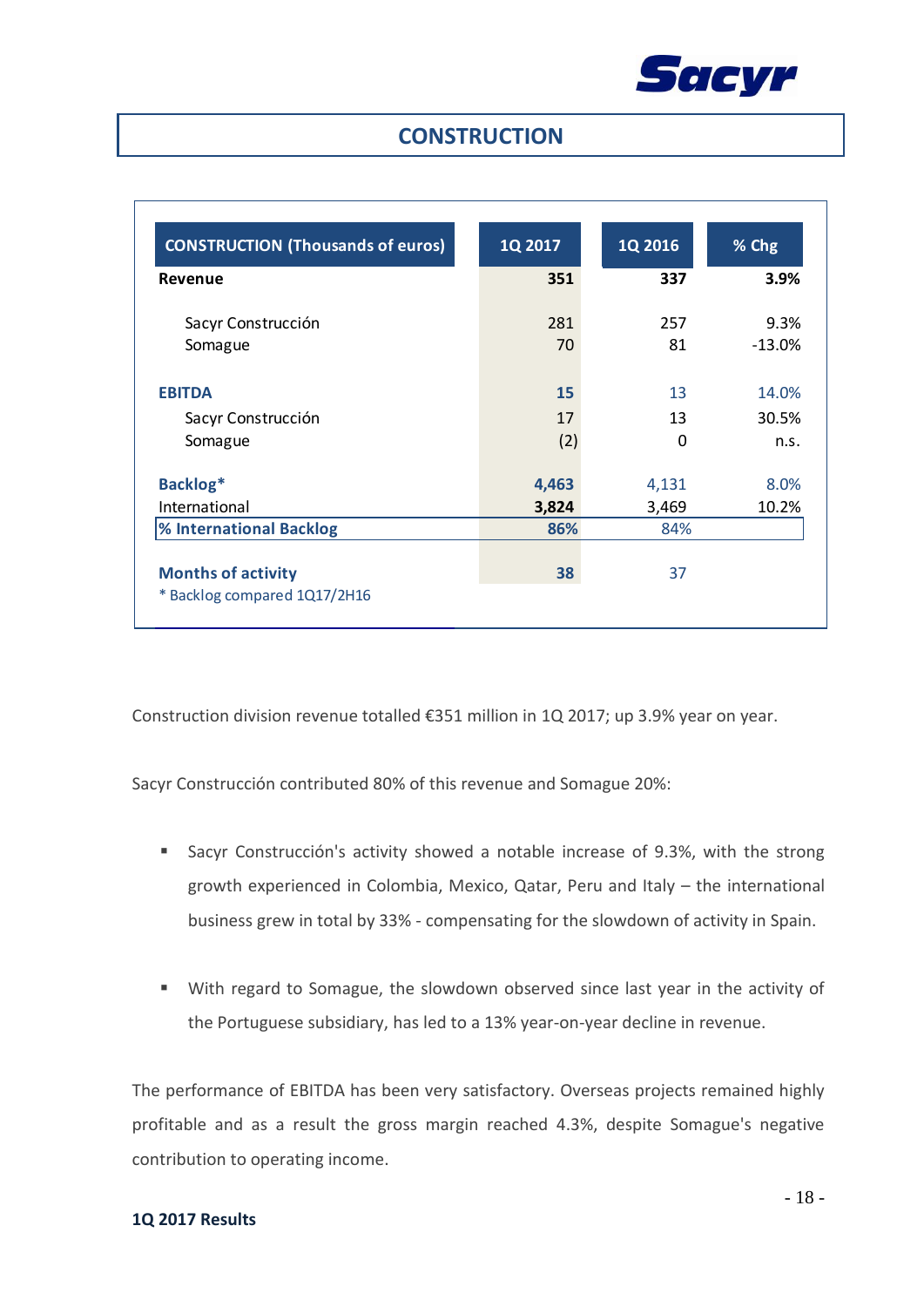## CONSTRUCTION

| CONSTRUCTION (Thousands of euros) | 1Q 2017 | 1Q 2016 | % Chg |
|---|---|---|---|
| **Revenue** | **351** | **337** | **3.9%** |
| Sacyr Construcción | 281 | 257 | 9.3% |
| Somague | 70 | 81 | -13.0% |
| **EBITDA** | **15** | 13 | 14.0% |
| Sacyr Construcción | 17 | 13 | 30.5% |
| Somague | (2) | 0 | n.s. |
| **Backlog*** | **4,463** | 4,131 | 8.0% |
| International | **3,824** | 3,469 | 10.2% |
| **% International Backlog** | **86%** | 84% | |
| **Months of activity** | **38** | 37 | |

* Backlog compared 1Q17/2H16

Construction division revenue totalled €351 million in 1Q 2017; up 3.9% year on year.

Sacyr Construcción contributed 80% of this revenue and Somague 20%:

- Sacyr Construcción's activity showed a notable increase of 9.3%, with the strong growth experienced in Colombia, Mexico, Qatar, Peru and Italy – the international business grew in total by 33% - compensating for the slowdown of activity in Spain.

- With regard to Somague, the slowdown observed since last year in the activity of the Portuguese subsidiary, has led to a 13% year-on-year decline in revenue.

The performance of EBITDA has been very satisfactory. Overseas projects remained highly profitable and as a result the gross margin reached 4.3%, despite Somague's negative contribution to operating income.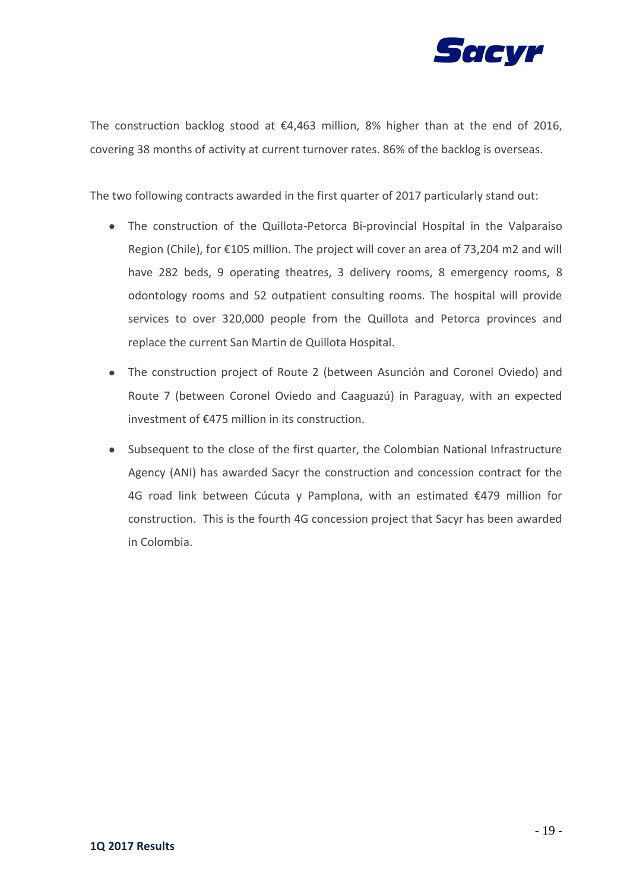The construction backlog stood at €4,463 million, 8% higher than at the end of 2016, covering 38 months of activity at current turnover rates. 86% of the backlog is overseas.

The two following contracts awarded in the first quarter of 2017 particularly stand out:

- The construction of the Quillota-Petorca Bi-provincial Hospital in the Valparaiso Region (Chile), for €105 million. The project will cover an area of 73,204 m2 and will have 282 beds, 9 operating theatres, 3 delivery rooms, 8 emergency rooms, 8 odontology rooms and 52 outpatient consulting rooms. The hospital will provide services to over 320,000 people from the Quillota and Petorca provinces and replace the current San Martin de Quillota Hospital.
- The construction project of Route 2 (between Asunción and Coronel Oviedo) and Route 7 (between Coronel Oviedo and Caaguazú) in Paraguay, with an expected investment of €475 million in its construction.
- Subsequent to the close of the first quarter, the Colombian National Infrastructure Agency (ANI) has awarded Sacyr the construction and concession contract for the 4G road link between Cúcuta y Pamplona, with an estimated €479 million for construction. This is the fourth 4G concession project that Sacyr has been awarded in Colombia.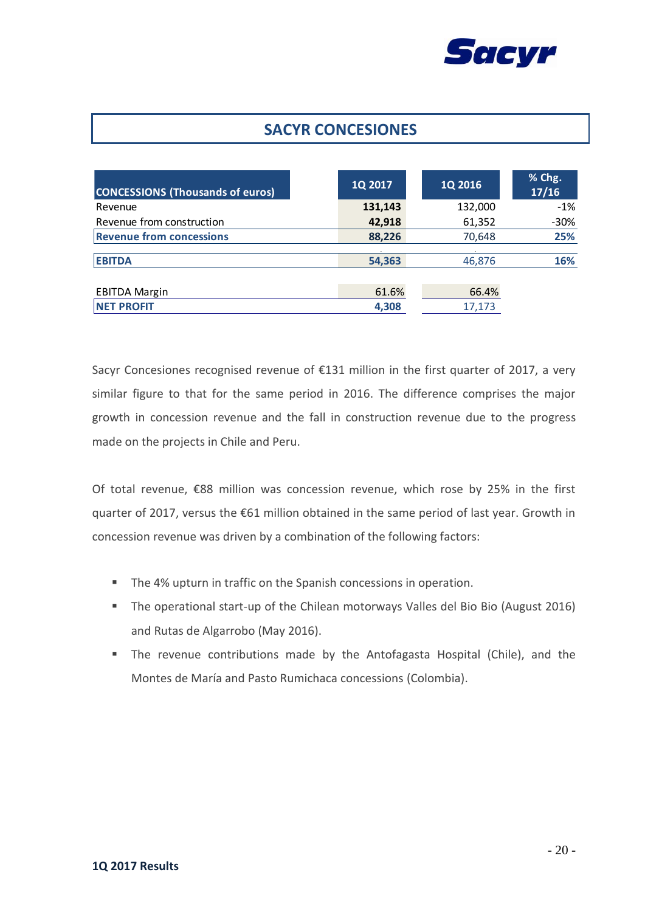## SACYR CONCESIONES

| CONCESSIONS (Thousands of euros) | 1Q 2017 | 1Q 2016 | % Chg. 17/16 |
|---|---|---|---|
| Revenue | **131,143** | 132,000 | -1% |
| Revenue from construction | **42,918** | 61,352 | -30% |
| **Revenue from concessions** | **88,226** | 70,648 | **25%** |
| **EBITDA** | **54,363** | 46,876 | **16%** |
| EBITDA Margin | 61.6% | 66.4% | |
| **NET PROFIT** | **4,308** | 17,173 | |

Sacyr Concesiones recognised revenue of €131 million in the first quarter of 2017, a very similar figure to that for the same period in 2016. The difference comprises the major growth in concession revenue and the fall in construction revenue due to the progress made on the projects in Chile and Peru.

Of total revenue, €88 million was concession revenue, which rose by 25% in the first quarter of 2017, versus the €61 million obtained in the same period of last year. Growth in concession revenue was driven by a combination of the following factors:

- The 4% upturn in traffic on the Spanish concessions in operation.
- The operational start-up of the Chilean motorways Valles del Bio Bio (August 2016) and Rutas de Algarrobo (May 2016).
- The revenue contributions made by the Antofagasta Hospital (Chile), and the Montes de María and Pasto Rumichaca concessions (Colombia).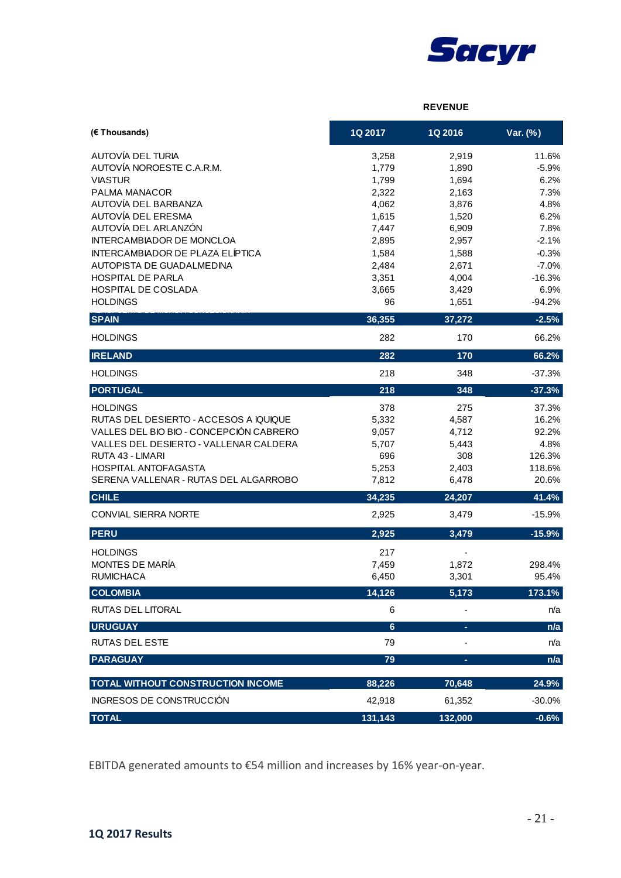REVENUE

| (€ Thousands) | 1Q 2017 | 1Q 2016 | Var. (%) |
|---|---|---|---|
| AUTOVÍA DEL TURIA | 3,258 | 2,919 | 11.6% |
| AUTOVÍA NOROESTE C.A.R.M. | 1,779 | 1,890 | -5.9% |
| VIASTUR | 1,799 | 1,694 | 6.2% |
| PALMA MANACOR | 2,322 | 2,163 | 7.3% |
| AUTOVÍA DEL BARBANZA | 4,062 | 3,876 | 4.8% |
| AUTOVÍA DEL ERESMA | 1,615 | 1,520 | 6.2% |
| AUTOVÍA DEL ARLANZÓN | 7,447 | 6,909 | 7.8% |
| INTERCAMBIADOR DE MONCLOA | 2,895 | 2,957 | -2.1% |
| INTERCAMBIADOR DE PLAZA ELÍPTICA | 1,584 | 1,588 | -0.3% |
| AUTOPISTA DE GUADALMEDINA | 2,484 | 2,671 | -7.0% |
| HOSPITAL DE PARLA | 3,351 | 4,004 | -16.3% |
| HOSPITAL DE COSLADA | 3,665 | 3,429 | 6.9% |
| HOLDINGS | 96 | 1,651 | -94.2% |
| **SPAIN** | **36,355** | **37,272** | **-2.5%** |
| HOLDINGS | 282 | 170 | 66.2% |
| **IRELAND** | **282** | **170** | **66.2%** |
| HOLDINGS | 218 | 348 | -37.3% |
| **PORTUGAL** | **218** | **348** | **-37.3%** |
| HOLDINGS | 378 | 275 | 37.3% |
| RUTAS DEL DESIERTO - ACCESOS A IQUIQUE | 5,332 | 4,587 | 16.2% |
| VALLES DEL BIO BIO - CONCEPCIÓN CABRERO | 9,057 | 4,712 | 92.2% |
| VALLES DEL DESIERTO - VALLENAR CALDERA | 5,707 | 5,443 | 4.8% |
| RUTA 43 - LIMARI | 696 | 308 | 126.3% |
| HOSPITAL ANTOFAGASTA | 5,253 | 2,403 | 118.6% |
| SERENA VALLENAR - RUTAS DEL ALGARROBO | 7,812 | 6,478 | 20.6% |
| **CHILE** | **34,235** | **24,207** | **41.4%** |
| CONVIAL SIERRA NORTE | 2,925 | 3,479 | -15.9% |
| **PERU** | **2,925** | **3,479** | **-15.9%** |
| HOLDINGS | 217 | - | |
| MONTES DE MARÍA | 7,459 | 1,872 | 298.4% |
| RUMICHACA | 6,450 | 3,301 | 95.4% |
| **COLOMBIA** | **14,126** | **5,173** | **173.1%** |
| RUTAS DEL LITORAL | 6 | - | n/a |
| **URUGUAY** | **6** | **-** | **n/a** |
| RUTAS DEL ESTE | 79 | - | n/a |
| **PARAGUAY** | **79** | **-** | **n/a** |
| **TOTAL WITHOUT CONSTRUCTION INCOME** | **88,226** | **70,648** | **24.9%** |
| INGRESOS DE CONSTRUCCIÓN | 42,918 | 61,352 | -30.0% |
| **TOTAL** | **131,143** | **132,000** | **-0.6%** |

EBITDA generated amounts to €54 million and increases by 16% year-on-year.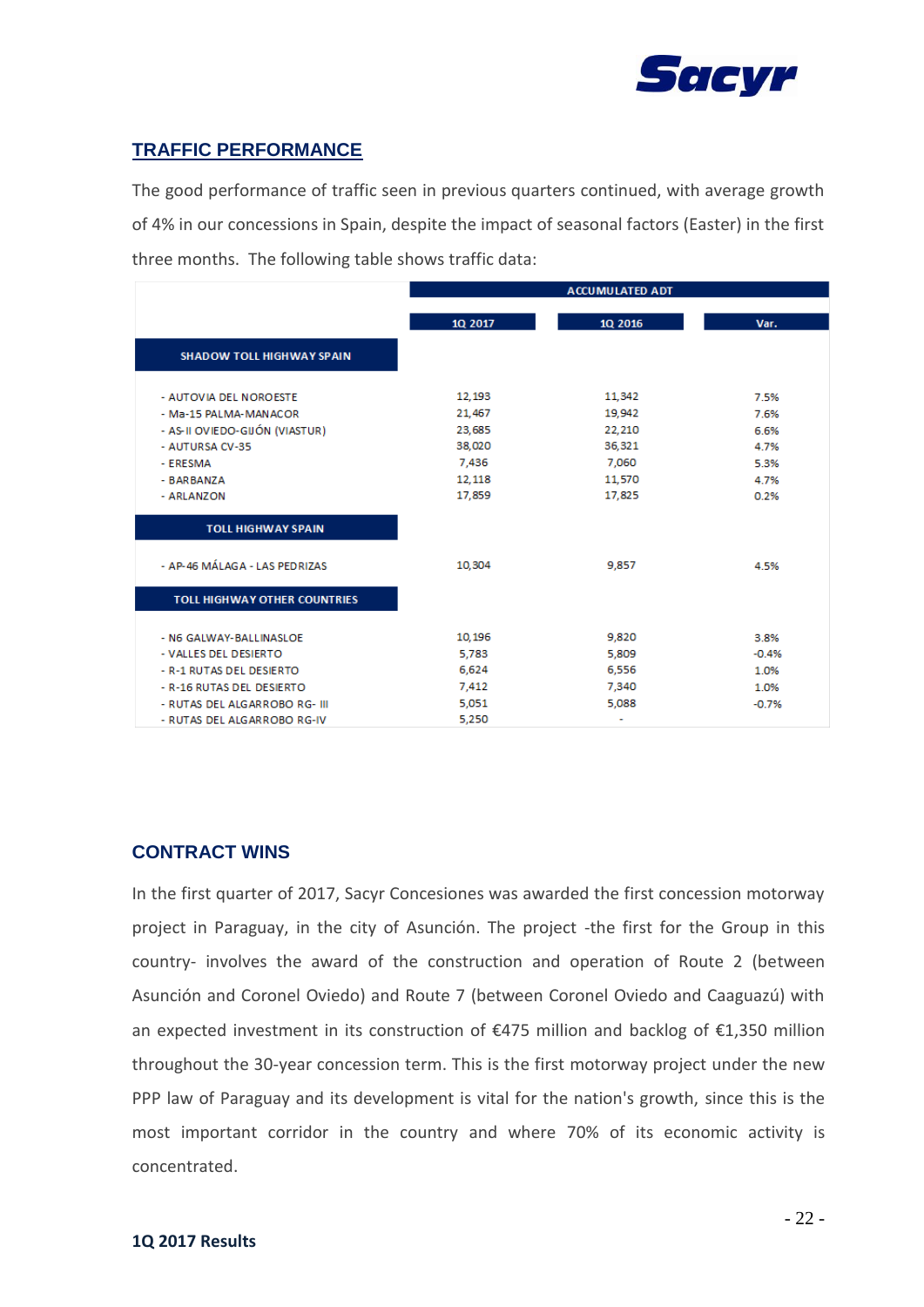## TRAFFIC PERFORMANCE

The good performance of traffic seen in previous quarters continued, with average growth of 4% in our concessions in Spain, despite the impact of seasonal factors (Easter) in the first three months. The following table shows traffic data:

| | ACCUMULATED ADT | | |
|---|---|---|---|
| | 1Q 2017 | 1Q 2016 | Var. |
| **SHADOW TOLL HIGHWAY SPAIN** | | | |
| - AUTOVIA DEL NOROESTE | 12,193 | 11,342 | 7.5% |
| - Ma-15 PALMA-MANACOR | 21,467 | 19,942 | 7.6% |
| - AS-II OVIEDO-GIJÓN (VIASTUR) | 23,685 | 22,210 | 6.6% |
| - AUTURSA CV-35 | 38,020 | 36,321 | 4.7% |
| - ERESMA | 7,436 | 7,060 | 5.3% |
| - BARBANZA | 12,118 | 11,570 | 4.7% |
| - ARLANZON | 17,859 | 17,825 | 0.2% |
| **TOLL HIGHWAY SPAIN** | | | |
| - AP-46 MÁLAGA - LAS PEDRIZAS | 10,304 | 9,857 | 4.5% |
| **TOLL HIGHWAY OTHER COUNTRIES** | | | |
| - N6 GALWAY-BALLINASLOE | 10,196 | 9,820 | 3.8% |
| - VALLES DEL DESIERTO | 5,783 | 5,809 | -0.4% |
| - R-1 RUTAS DEL DESIERTO | 6,624 | 6,556 | 1.0% |
| - R-16 RUTAS DEL DESIERTO | 7,412 | 7,340 | 1.0% |
| - RUTAS DEL ALGARROBO RG- III | 5,051 | 5,088 | -0.7% |
| - RUTAS DEL ALGARROBO RG-IV | 5,250 | - | |

## CONTRACT WINS

In the first quarter of 2017, Sacyr Concesiones was awarded the first concession motorway project in Paraguay, in the city of Asunción. The project -the first for the Group in this country- involves the award of the construction and operation of Route 2 (between Asunción and Coronel Oviedo) and Route 7 (between Coronel Oviedo and Caaguazú) with an expected investment in its construction of €475 million and backlog of €1,350 million throughout the 30-year concession term. This is the first motorway project under the new PPP law of Paraguay and its development is vital for the nation's growth, since this is the most important corridor in the country and where 70% of its economic activity is concentrated.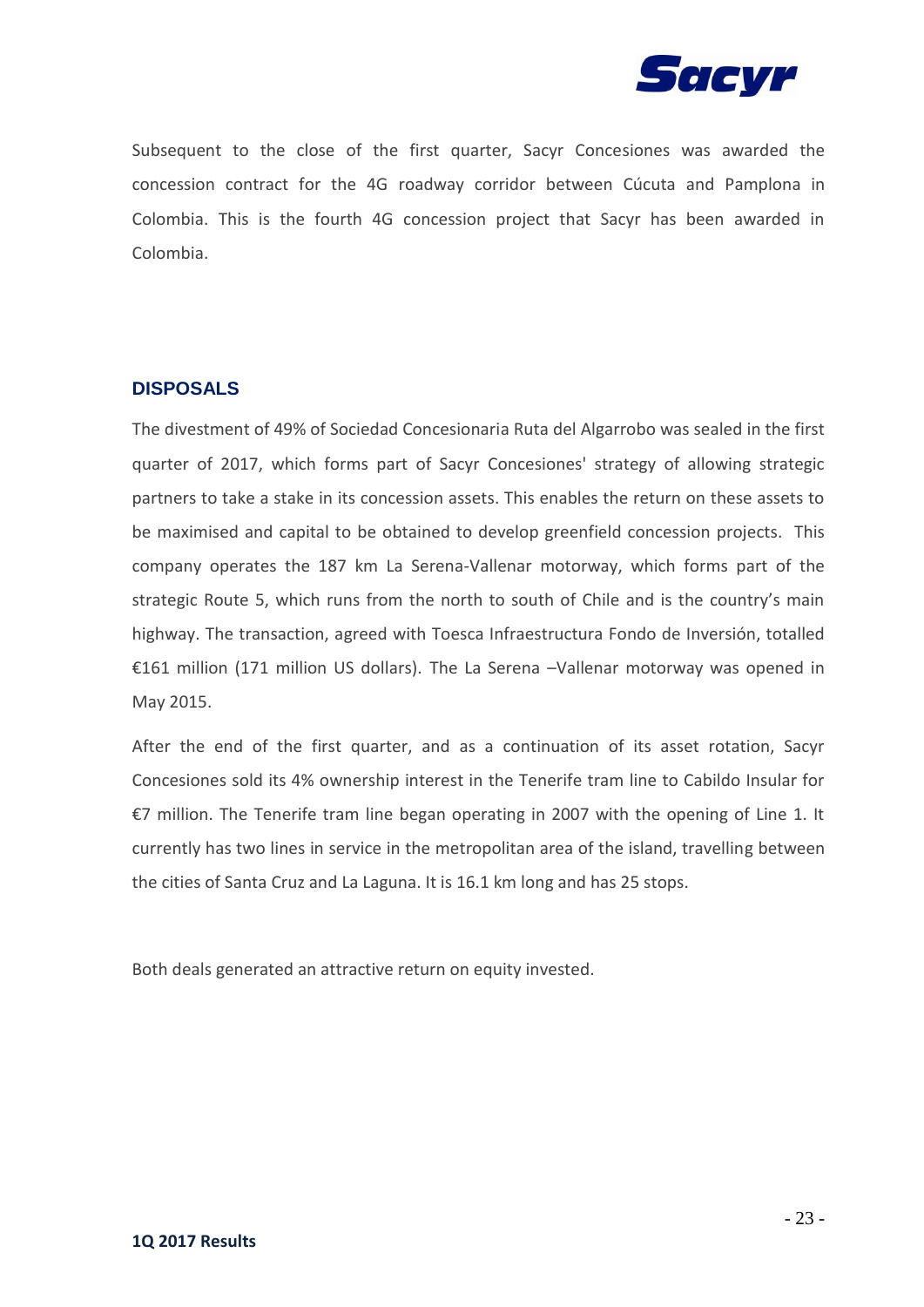Subsequent to the close of the first quarter, Sacyr Concesiones was awarded the concession contract for the 4G roadway corridor between Cúcuta and Pamplona in Colombia. This is the fourth 4G concession project that Sacyr has been awarded in Colombia.

## DISPOSALS

The divestment of 49% of Sociedad Concesionaria Ruta del Algarrobo was sealed in the first quarter of 2017, which forms part of Sacyr Concesiones' strategy of allowing strategic partners to take a stake in its concession assets. This enables the return on these assets to be maximised and capital to be obtained to develop greenfield concession projects. This company operates the 187 km La Serena-Vallenar motorway, which forms part of the strategic Route 5, which runs from the north to south of Chile and is the country's main highway. The transaction, agreed with Toesca Infraestructura Fondo de Inversión, totalled €161 million (171 million US dollars). The La Serena –Vallenar motorway was opened in May 2015.

After the end of the first quarter, and as a continuation of its asset rotation, Sacyr Concesiones sold its 4% ownership interest in the Tenerife tram line to Cabildo Insular for €7 million. The Tenerife tram line began operating in 2007 with the opening of Line 1. It currently has two lines in service in the metropolitan area of the island, travelling between the cities of Santa Cruz and La Laguna. It is 16.1 km long and has 25 stops.

Both deals generated an attractive return on equity invested.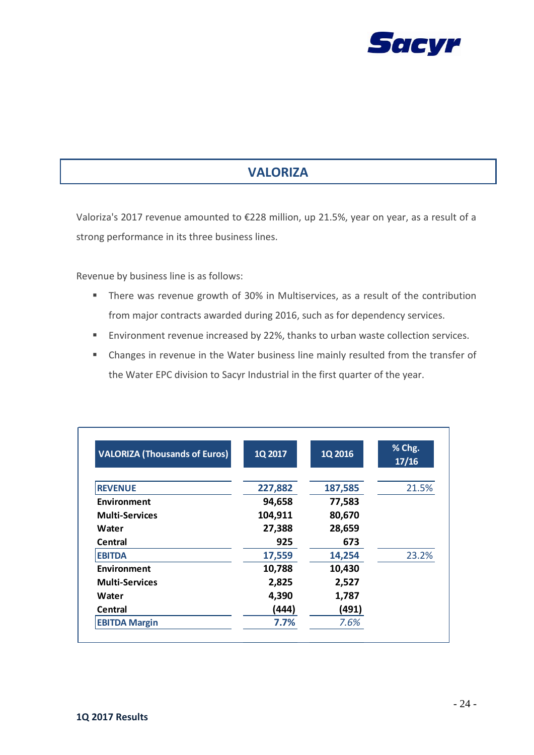# VALORIZA

Valoriza's 2017 revenue amounted to €228 million, up 21.5%, year on year, as a result of a strong performance in its three business lines.

Revenue by business line is as follows:

- There was revenue growth of 30% in Multiservices, as a result of the contribution from major contracts awarded during 2016, such as for dependency services.
- Environment revenue increased by 22%, thanks to urban waste collection services.
- Changes in revenue in the Water business line mainly resulted from the transfer of the Water EPC division to Sacyr Industrial in the first quarter of the year.

| VALORIZA (Thousands of Euros) | 1Q 2017 | 1Q 2016 | % Chg. 17/16 |
|---|---|---|---|
| **REVENUE** | **227,882** | **187,585** | 21.5% |
| **Environment** | **94,658** | **77,583** | |
| **Multi-Services** | **104,911** | **80,670** | |
| **Water** | **27,388** | **28,659** | |
| **Central** | **925** | **673** | |
| **EBITDA** | **17,559** | **14,254** | 23.2% |
| **Environment** | **10,788** | **10,430** | |
| **Multi-Services** | **2,825** | **2,527** | |
| **Water** | **4,390** | **1,787** | |
| **Central** | **(444)** | **(491)** | |
| **EBITDA Margin** | **7.7%** | *7.6%* | |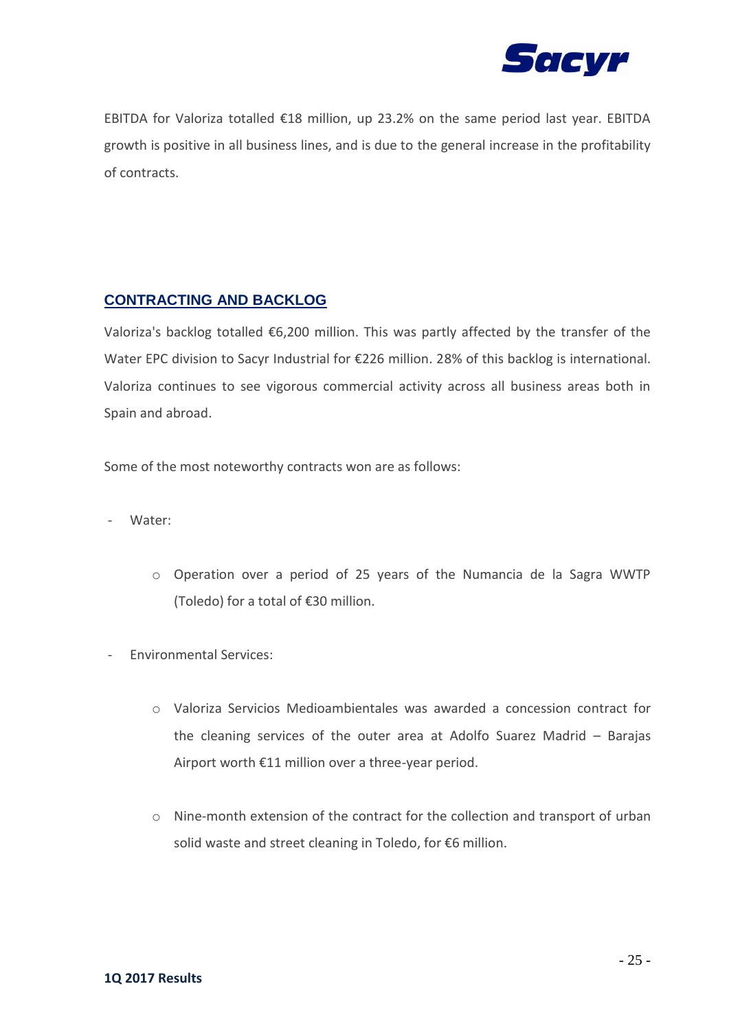EBITDA for Valoriza totalled €18 million, up 23.2% on the same period last year. EBITDA growth is positive in all business lines, and is due to the general increase in the profitability of contracts.

## CONTRACTING AND BACKLOG

Valoriza's backlog totalled €6,200 million. This was partly affected by the transfer of the Water EPC division to Sacyr Industrial for €226 million. 28% of this backlog is international. Valoriza continues to see vigorous commercial activity across all business areas both in Spain and abroad.

Some of the most noteworthy contracts won are as follows:

- Water:
  - Operation over a period of 25 years of the Numancia de la Sagra WWTP (Toledo) for a total of €30 million.
- Environmental Services:
  - Valoriza Servicios Medioambientales was awarded a concession contract for the cleaning services of the outer area at Adolfo Suarez Madrid – Barajas Airport worth €11 million over a three-year period.
  - Nine-month extension of the contract for the collection and transport of urban solid waste and street cleaning in Toledo, for €6 million.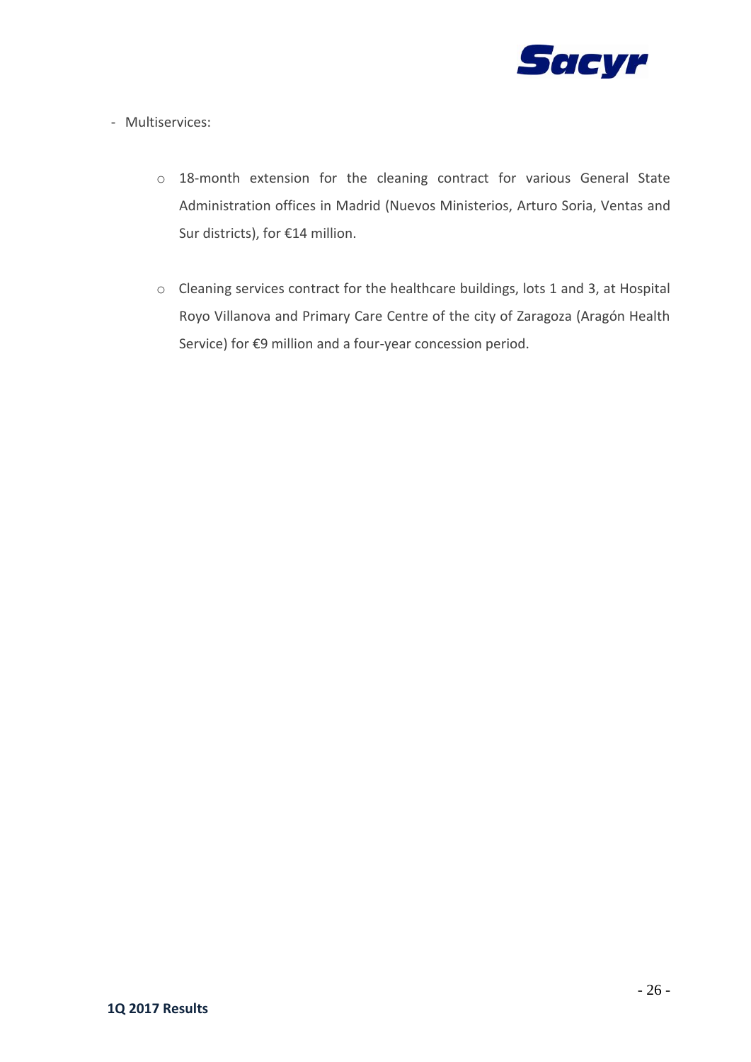- Multiservices:

    - 18-month extension for the cleaning contract for various General State Administration offices in Madrid (Nuevos Ministerios, Arturo Soria, Ventas and Sur districts), for €14 million.

    - Cleaning services contract for the healthcare buildings, lots 1 and 3, at Hospital Royo Villanova and Primary Care Centre of the city of Zaragoza (Aragón Health Service) for €9 million and a four-year concession period.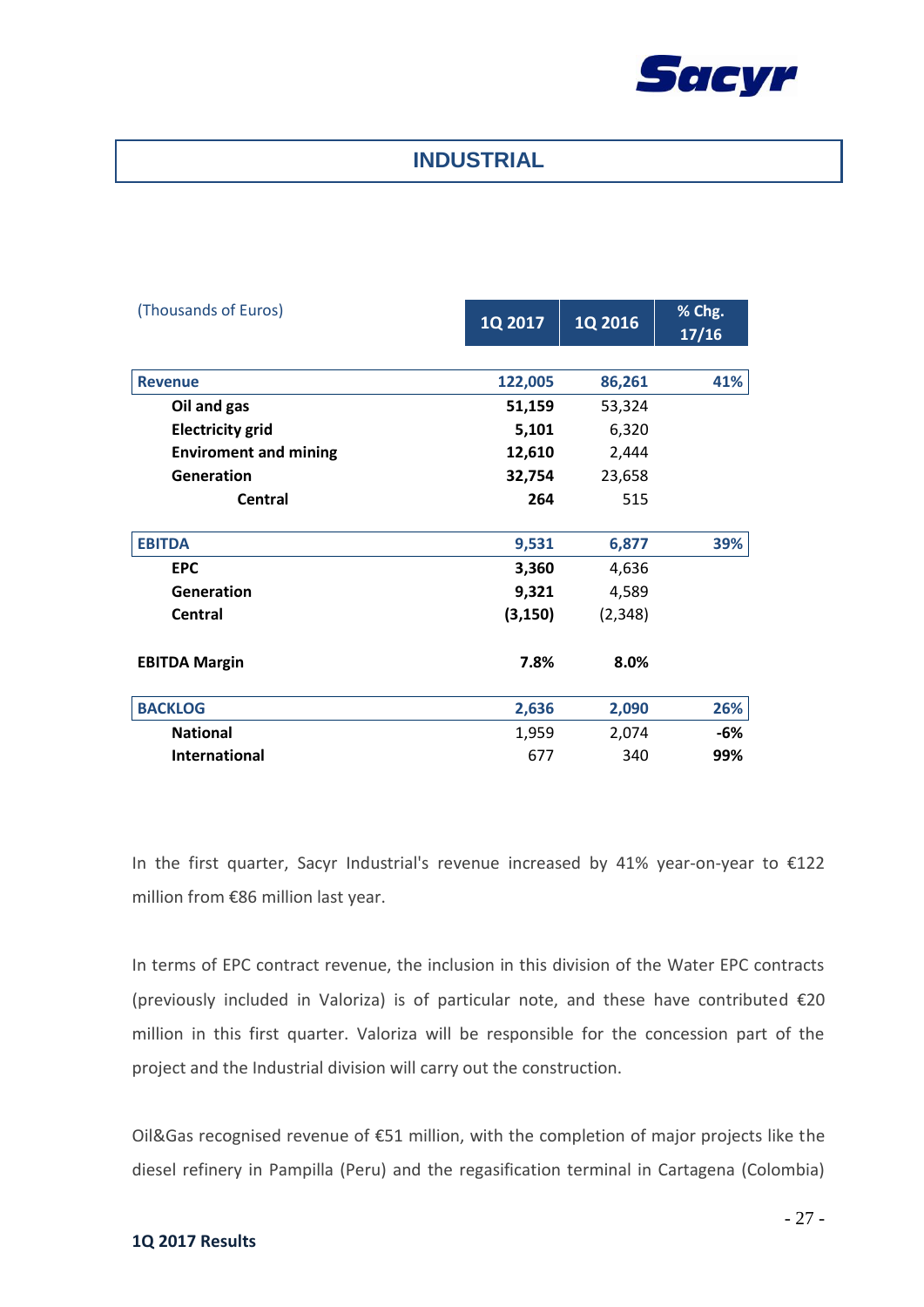# INDUSTRIAL

| (Thousands of Euros) | 1Q 2017 | 1Q 2016 | % Chg. 17/16 |
|---|---|---|---|
| **Revenue** | **122,005** | **86,261** | **41%** |
| **Oil and gas** | **51,159** | 53,324 | |
| **Electricity grid** | **5,101** | 6,320 | |
| **Enviroment and mining** | **12,610** | 2,444 | |
| **Generation** | **32,754** | 23,658 | |
| **Central** | **264** | 515 | |
| **EBITDA** | **9,531** | **6,877** | **39%** |
| **EPC** | **3,360** | 4,636 | |
| **Generation** | **9,321** | 4,589 | |
| **Central** | **(3,150)** | (2,348) | |
| **EBITDA Margin** | **7.8%** | **8.0%** | |
| **BACKLOG** | **2,636** | **2,090** | **26%** |
| **National** | 1,959 | 2,074 | **-6%** |
| **International** | 677 | 340 | **99%** |

In the first quarter, Sacyr Industrial's revenue increased by 41% year-on-year to €122 million from €86 million last year.

In terms of EPC contract revenue, the inclusion in this division of the Water EPC contracts (previously included in Valoriza) is of particular note, and these have contributed €20 million in this first quarter. Valoriza will be responsible for the concession part of the project and the Industrial division will carry out the construction.

Oil&Gas recognised revenue of €51 million, with the completion of major projects like the diesel refinery in Pampilla (Peru) and the regasification terminal in Cartagena (Colombia)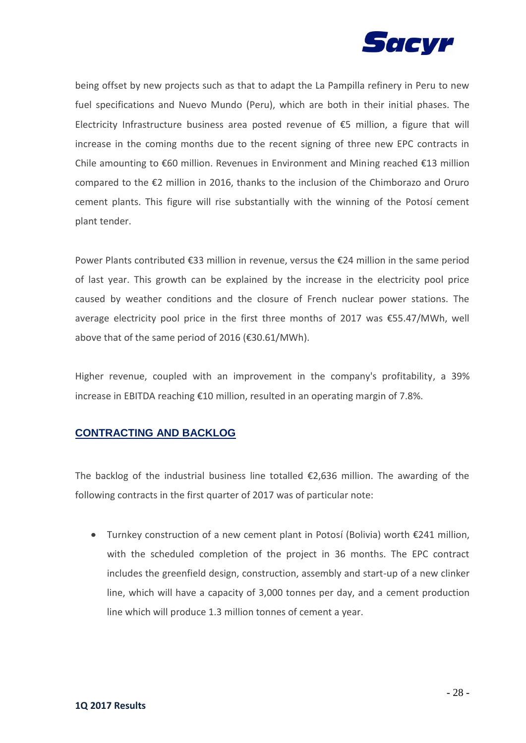being offset by new projects such as that to adapt the La Pampilla refinery in Peru to new fuel specifications and Nuevo Mundo (Peru), which are both in their initial phases. The Electricity Infrastructure business area posted revenue of €5 million, a figure that will increase in the coming months due to the recent signing of three new EPC contracts in Chile amounting to €60 million. Revenues in Environment and Mining reached €13 million compared to the €2 million in 2016, thanks to the inclusion of the Chimborazo and Oruro cement plants. This figure will rise substantially with the winning of the Potosí cement plant tender.

Power Plants contributed €33 million in revenue, versus the €24 million in the same period of last year. This growth can be explained by the increase in the electricity pool price caused by weather conditions and the closure of French nuclear power stations. The average electricity pool price in the first three months of 2017 was €55.47/MWh, well above that of the same period of 2016 (€30.61/MWh).

Higher revenue, coupled with an improvement in the company's profitability, a 39% increase in EBITDA reaching €10 million, resulted in an operating margin of 7.8%.

## CONTRACTING AND BACKLOG

The backlog of the industrial business line totalled €2,636 million. The awarding of the following contracts in the first quarter of 2017 was of particular note:

- Turnkey construction of a new cement plant in Potosí (Bolivia) worth €241 million, with the scheduled completion of the project in 36 months. The EPC contract includes the greenfield design, construction, assembly and start-up of a new clinker line, which will have a capacity of 3,000 tonnes per day, and a cement production line which will produce 1.3 million tonnes of cement a year.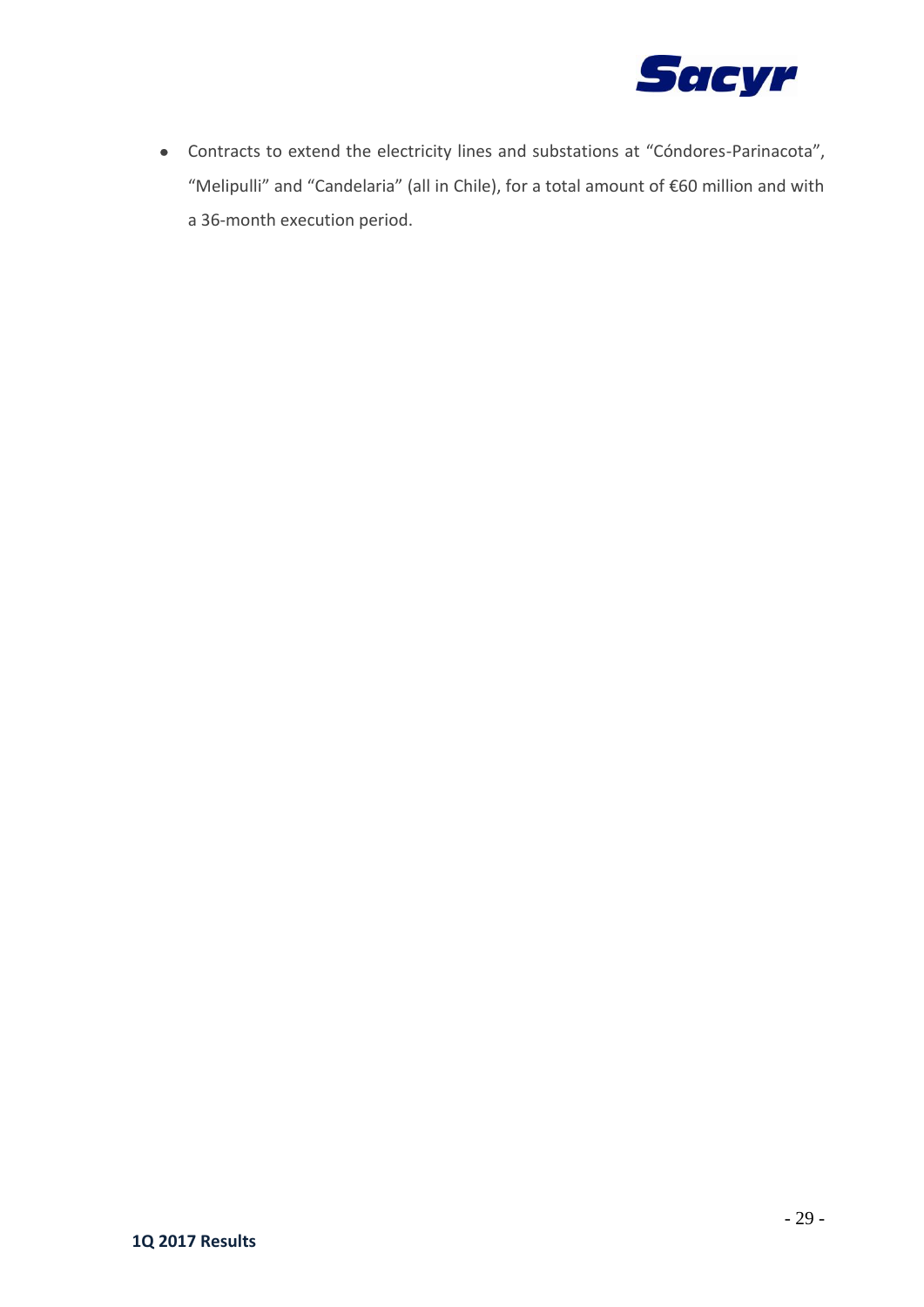- Contracts to extend the electricity lines and substations at "Cóndores-Parinacota", "Melipulli" and "Candelaria" (all in Chile), for a total amount of €60 million and with a 36-month execution period.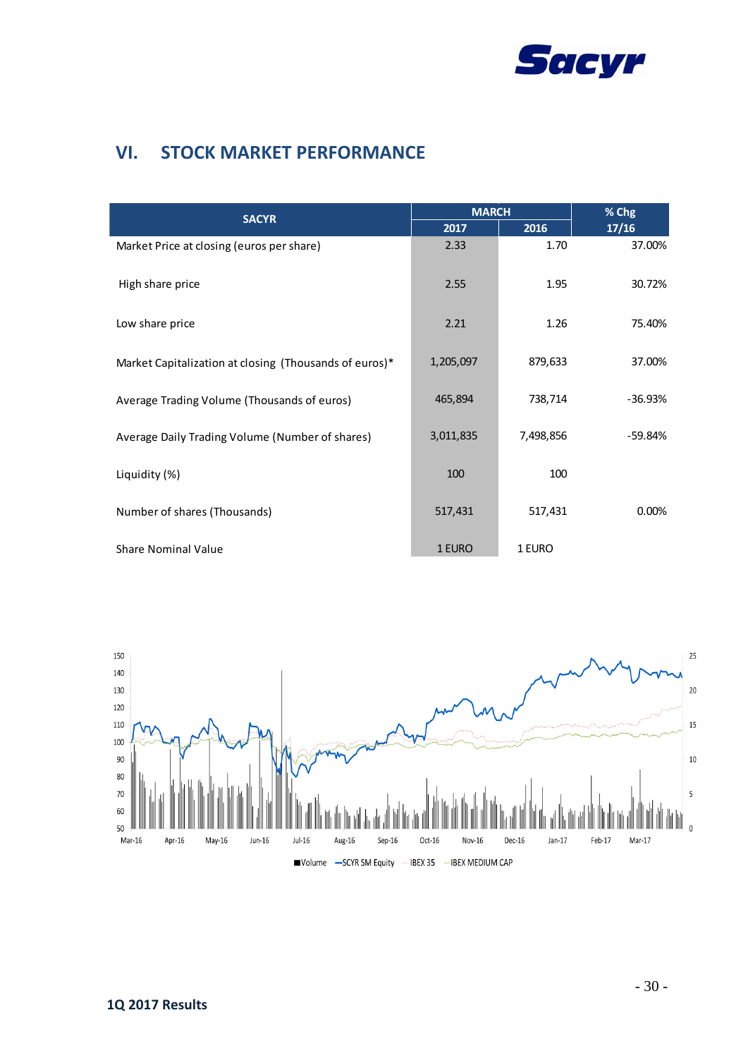## VI. STOCK MARKET PERFORMANCE

| SACYR | MARCH | | % Chg |
|---|---|---|---|
| | 2017 | 2016 | 17/16 |
| Market Price at closing (euros per share) | 2.33 | 1.70 | 37.00% |
| High share price | 2.55 | 1.95 | 30.72% |
| Low share price | 2.21 | 1.26 | 75.40% |
| Market Capitalization at closing (Thousands of euros)* | 1,205,097 | 879,633 | 37.00% |
| Average Trading Volume (Thousands of euros) | 465,894 | 738,714 | -36.93% |
| Average Daily Trading Volume (Number of shares) | 3,011,835 | 7,498,856 | -59.84% |
| Liquidity (%) | 100 | 100 | |
| Number of shares (Thousands) | 517,431 | 517,431 | 0.00% |
| Share Nominal Value | 1 EURO | 1 EURO | |

■Volume —SCYR SM Equity —IBEX 35 —IBEX MEDIUM CAP

**1Q 2017 Results**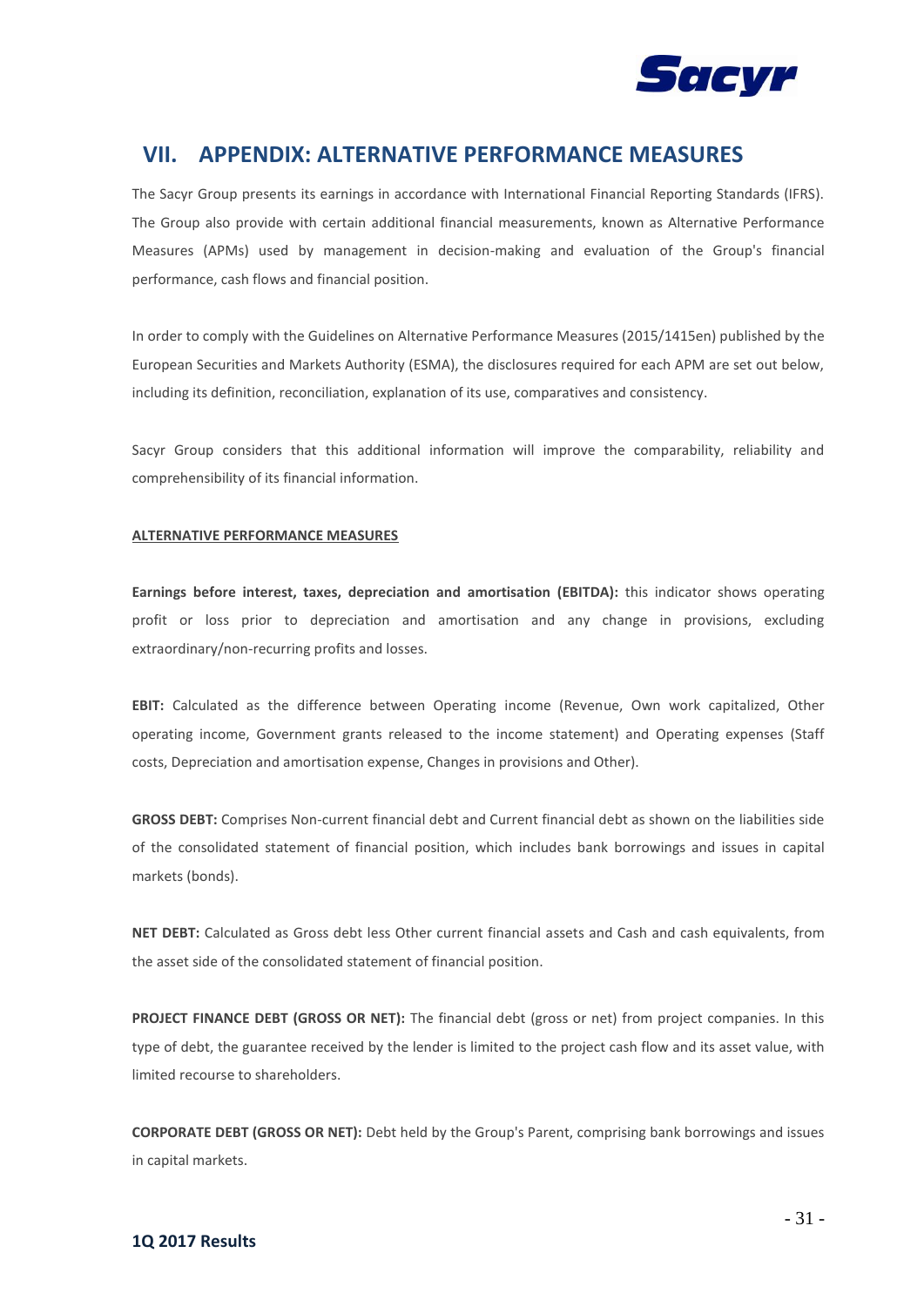# VII. APPENDIX: ALTERNATIVE PERFORMANCE MEASURES

The Sacyr Group presents its earnings in accordance with International Financial Reporting Standards (IFRS). The Group also provide with certain additional financial measurements, known as Alternative Performance Measures (APMs) used by management in decision-making and evaluation of the Group's financial performance, cash flows and financial position.

In order to comply with the Guidelines on Alternative Performance Measures (2015/1415en) published by the European Securities and Markets Authority (ESMA), the disclosures required for each APM are set out below, including its definition, reconciliation, explanation of its use, comparatives and consistency.

Sacyr Group considers that this additional information will improve the comparability, reliability and comprehensibility of its financial information.

**ALTERNATIVE PERFORMANCE MEASURES**

**Earnings before interest, taxes, depreciation and amortisation (EBITDA):** this indicator shows operating profit or loss prior to depreciation and amortisation and any change in provisions, excluding extraordinary/non-recurring profits and losses.

**EBIT:** Calculated as the difference between Operating income (Revenue, Own work capitalized, Other operating income, Government grants released to the income statement) and Operating expenses (Staff costs, Depreciation and amortisation expense, Changes in provisions and Other).

**GROSS DEBT:** Comprises Non-current financial debt and Current financial debt as shown on the liabilities side of the consolidated statement of financial position, which includes bank borrowings and issues in capital markets (bonds).

**NET DEBT:** Calculated as Gross debt less Other current financial assets and Cash and cash equivalents, from the asset side of the consolidated statement of financial position.

**PROJECT FINANCE DEBT (GROSS OR NET):** The financial debt (gross or net) from project companies. In this type of debt, the guarantee received by the lender is limited to the project cash flow and its asset value, with limited recourse to shareholders.

**CORPORATE DEBT (GROSS OR NET):** Debt held by the Group's Parent, comprising bank borrowings and issues in capital markets.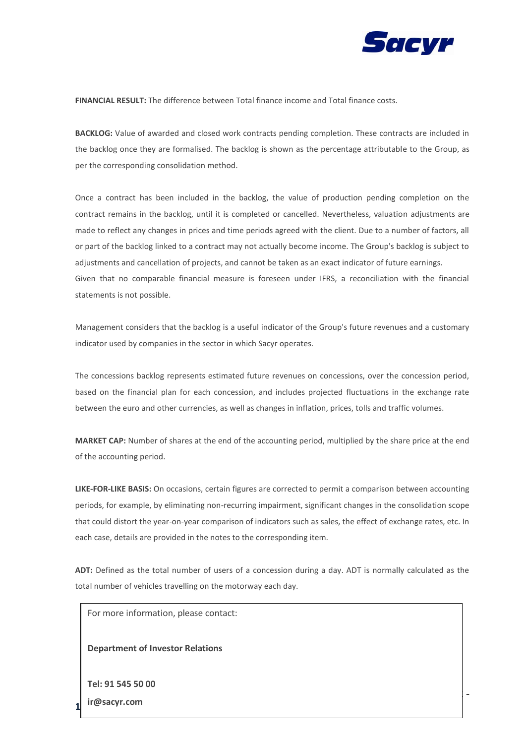**FINANCIAL RESULT:** The difference between Total finance income and Total finance costs.

**BACKLOG:** Value of awarded and closed work contracts pending completion. These contracts are included in the backlog once they are formalised. The backlog is shown as the percentage attributable to the Group, as per the corresponding consolidation method.

Once a contract has been included in the backlog, the value of production pending completion on the contract remains in the backlog, until it is completed or cancelled. Nevertheless, valuation adjustments are made to reflect any changes in prices and time periods agreed with the client. Due to a number of factors, all or part of the backlog linked to a contract may not actually become income. The Group's backlog is subject to adjustments and cancellation of projects, and cannot be taken as an exact indicator of future earnings.
Given that no comparable financial measure is foreseen under IFRS, a reconciliation with the financial statements is not possible.

Management considers that the backlog is a useful indicator of the Group's future revenues and a customary indicator used by companies in the sector in which Sacyr operates.

The concessions backlog represents estimated future revenues on concessions, over the concession period, based on the financial plan for each concession, and includes projected fluctuations in the exchange rate between the euro and other currencies, as well as changes in inflation, prices, tolls and traffic volumes.

**MARKET CAP:** Number of shares at the end of the accounting period, multiplied by the share price at the end of the accounting period.

**LIKE-FOR-LIKE BASIS:** On occasions, certain figures are corrected to permit a comparison between accounting periods, for example, by eliminating non-recurring impairment, significant changes in the consolidation scope that could distort the year-on-year comparison of indicators such as sales, the effect of exchange rates, etc. In each case, details are provided in the notes to the corresponding item.

**ADT:** Defined as the total number of users of a concession during a day. ADT is normally calculated as the total number of vehicles travelling on the motorway each day.

For more information, please contact:

**Department of Investor Relations**

**Tel: 91 545 50 00**

**ir@sacyr.com**